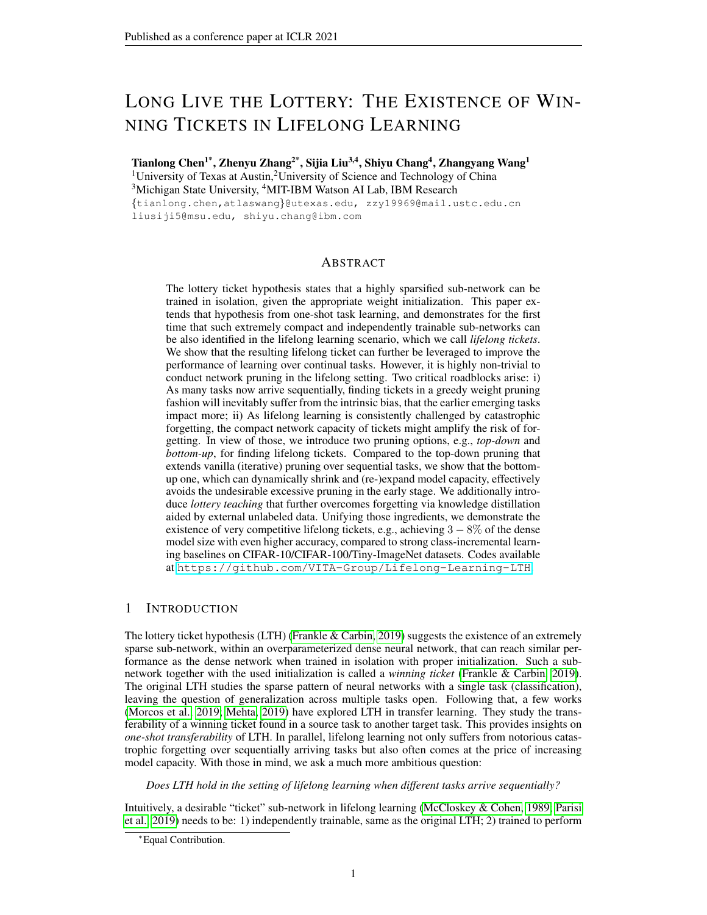# LONG LIVE THE LOTTERY: THE EXISTENCE OF WINNING TICKETS IN LIFELONG LEARNING

**Tianlong Chen[1*], Zhenyu Zhang[2*], Sijia Liu[3,4], Shiyu Chang[4], Zhangyang Wang[1]**
[1]University of Texas at Austin,[2]University of Science and Technology of China
[3]Michigan State University, [4]MIT-IBM Watson AI Lab, IBM Research
{tianlong.chen,atlaswang}@utexas.edu, zzy19969@mail.ustc.edu.cn
liusiji5@msu.edu, shiyu.chang@ibm.com

## ABSTRACT

The lottery ticket hypothesis states that a highly sparsified sub-network can be trained in isolation, given the appropriate weight initialization. This paper extends that hypothesis from one-shot task learning, and demonstrates for the first time that such extremely compact and independently trainable sub-networks can be also identified in the lifelong learning scenario, which we call *lifelong tickets*. We show that the resulting lifelong ticket can further be leveraged to improve the performance of learning over continual tasks. However, it is highly non-trivial to conduct network pruning in the lifelong setting. Two critical roadblocks arise: i) As many tasks now arrive sequentially, finding tickets in a greedy weight pruning fashion will inevitably suffer from the intrinsic bias, that the earlier emerging tasks impact more; ii) As lifelong learning is consistently challenged by catastrophic forgetting, the compact network capacity of tickets might amplify the risk of forgetting. In view of those, we introduce two pruning options, e.g., *top-down* and *bottom-up*, for finding lifelong tickets. Compared to the top-down pruning that extends vanilla (iterative) pruning over sequential tasks, we show that the bottom-up one, which can dynamically shrink and (re-)expand model capacity, effectively avoids the undesirable excessive pruning in the early stage. We additionally introduce *lottery teaching* that further overcomes forgetting via knowledge distillation aided by external unlabeled data. Unifying those ingredients, we demonstrate the existence of very competitive lifelong tickets, e.g., achieving $3-8\%$ of the dense model size with even higher accuracy, compared to strong class-incremental learning baselines on CIFAR-10/CIFAR-100/Tiny-ImageNet datasets. Codes available at https://github.com/VITA-Group/Lifelong-Learning-LTH.

## 1 INTRODUCTION

The lottery ticket hypothesis (LTH) (Frankle & Carbin, 2019) suggests the existence of an extremely sparse sub-network, within an overparameterized dense neural network, that can reach similar performance as the dense network when trained in isolation with proper initialization. Such a sub-network together with the used initialization is called a *winning ticket* (Frankle & Carbin, 2019). The original LTH studies the sparse pattern of neural networks with a single task (classification), leaving the question of generalization across multiple tasks open. Following that, a few works (Morcos et al., 2019; Mehta, 2019) have explored LTH in transfer learning. They study the transferability of a winning ticket found in a source task to another target task. This provides insights on *one-shot transferability* of LTH. In parallel, lifelong learning not only suffers from notorious catastrophic forgetting over sequentially arriving tasks but also often comes at the price of increasing model capacity. With those in mind, we ask a much more ambitious question:

*Does LTH hold in the setting of lifelong learning when different tasks arrive sequentially?*

Intuitively, a desirable "ticket" sub-network in lifelong learning (McCloskey & Cohen, 1989; Parisi et al., 2019) needs to be: 1) independently trainable, same as the original LTH; 2) trained to perform

*Equal Contribution.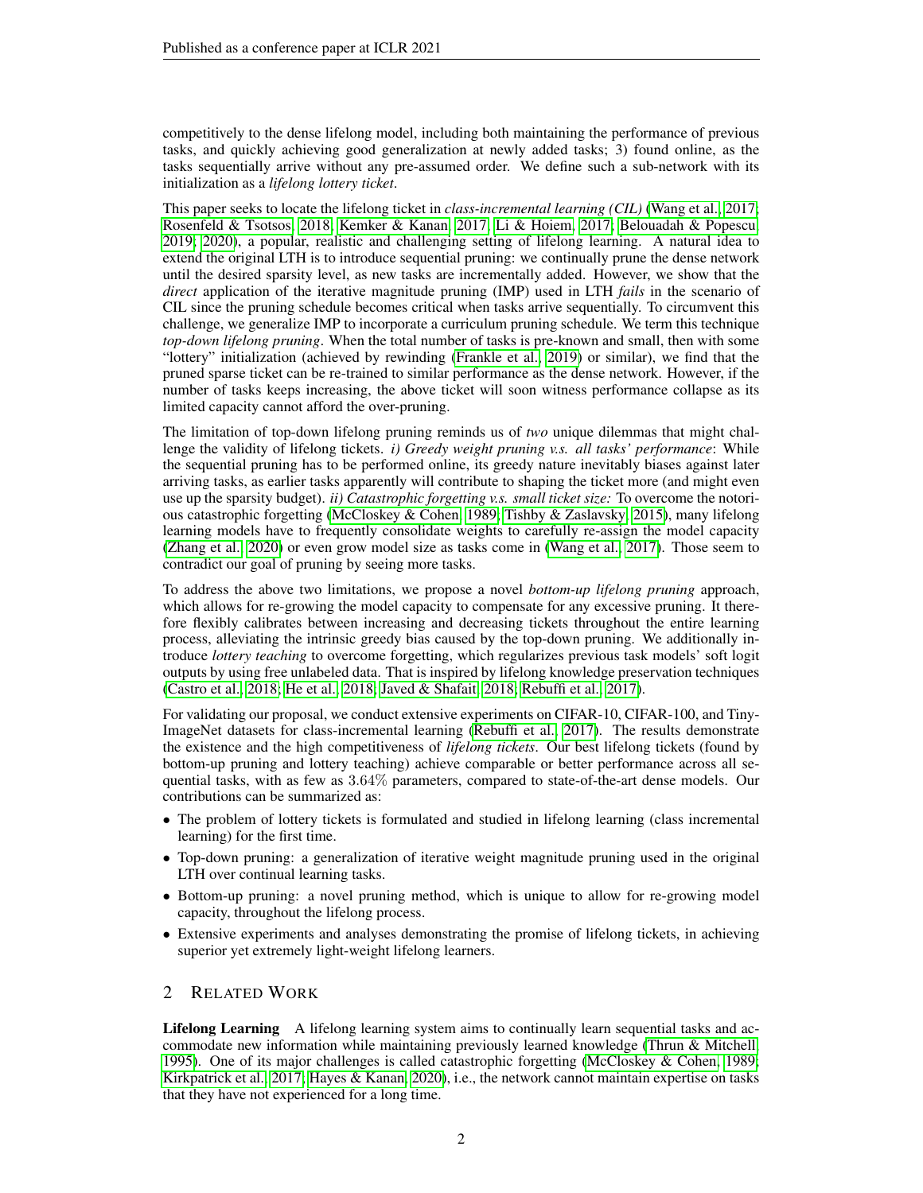competitively to the dense lifelong model, including both maintaining the performance of previous tasks, and quickly achieving good generalization at newly added tasks; 3) found online, as the tasks sequentially arrive without any pre-assumed order. We define such a sub-network with its initialization as a *lifelong lottery ticket*.

This paper seeks to locate the lifelong ticket in *class-incremental learning (CIL)* (Wang et al., 2017; Rosenfeld & Tsotsos, 2018; Kemker & Kanan, 2017; Li & Hoiem, 2017; Belouadah & Popescu, 2019; 2020), a popular, realistic and challenging setting of lifelong learning. A natural idea to extend the original LTH is to introduce sequential pruning: we continually prune the dense network until the desired sparsity level, as new tasks are incrementally added. However, we show that the *direct* application of the iterative magnitude pruning (IMP) used in LTH *fails* in the scenario of CIL since the pruning schedule becomes critical when tasks arrive sequentially. To circumvent this challenge, we generalize IMP to incorporate a curriculum pruning schedule. We term this technique *top-down lifelong pruning*. When the total number of tasks is pre-known and small, then with some "lottery" initialization (achieved by rewinding (Frankle et al., 2019) or similar), we find that the pruned sparse ticket can be re-trained to similar performance as the dense network. However, if the number of tasks keeps increasing, the above ticket will soon witness performance collapse as its limited capacity cannot afford the over-pruning.

The limitation of top-down lifelong pruning reminds us of *two* unique dilemmas that might challenge the validity of lifelong tickets. *i) Greedy weight pruning v.s. all tasks' performance*: While the sequential pruning has to be performed online, its greedy nature inevitably biases against later arriving tasks, as earlier tasks apparently will contribute to shaping the ticket more (and might even use up the sparsity budget). *ii) Catastrophic forgetting v.s. small ticket size:* To overcome the notorious catastrophic forgetting (McCloskey & Cohen, 1989; Tishby & Zaslavsky, 2015), many lifelong learning models have to frequently consolidate weights to carefully re-assign the model capacity (Zhang et al., 2020) or even grow model size as tasks come in (Wang et al., 2017). Those seem to contradict our goal of pruning by seeing more tasks.

To address the above two limitations, we propose a novel *bottom-up lifelong pruning* approach, which allows for re-growing the model capacity to compensate for any excessive pruning. It therefore flexibly calibrates between increasing and decreasing tickets throughout the entire learning process, alleviating the intrinsic greedy bias caused by the top-down pruning. We additionally introduce *lottery teaching* to overcome forgetting, which regularizes previous task models' soft logit outputs by using free unlabeled data. That is inspired by lifelong knowledge preservation techniques (Castro et al., 2018; He et al., 2018; Javed & Shafait, 2018; Rebuffi et al., 2017).

For validating our proposal, we conduct extensive experiments on CIFAR-10, CIFAR-100, and Tiny-ImageNet datasets for class-incremental learning (Rebuffi et al., 2017). The results demonstrate the existence and the high competitiveness of *lifelong tickets*. Our best lifelong tickets (found by bottom-up pruning and lottery teaching) achieve comparable or better performance across all sequential tasks, with as few as $3.64\%$ parameters, compared to state-of-the-art dense models. Our contributions can be summarized as:

- The problem of lottery tickets is formulated and studied in lifelong learning (class incremental learning) for the first time.
- Top-down pruning: a generalization of iterative weight magnitude pruning used in the original LTH over continual learning tasks.
- Bottom-up pruning: a novel pruning method, which is unique to allow for re-growing model capacity, throughout the lifelong process.
- Extensive experiments and analyses demonstrating the promise of lifelong tickets, in achieving superior yet extremely light-weight lifelong learners.

## 2 Related Work

**Lifelong Learning** A lifelong learning system aims to continually learn sequential tasks and accommodate new information while maintaining previously learned knowledge (Thrun & Mitchell, 1995). One of its major challenges is called catastrophic forgetting (McCloskey & Cohen, 1989; Kirkpatrick et al., 2017; Hayes & Kanan, 2020), i.e., the network cannot maintain expertise on tasks that they have not experienced for a long time.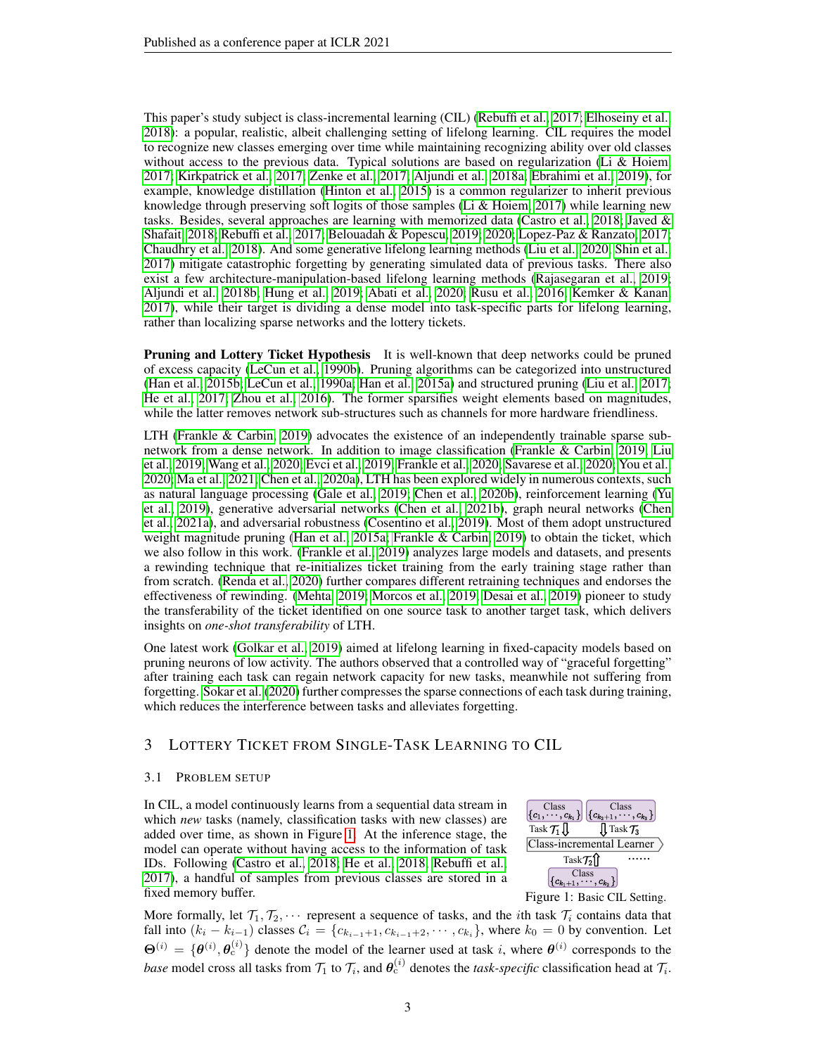This paper's study subject is class-incremental learning (CIL) (Rebuffi et al., 2017; Elhoseiny et al., 2018): a popular, realistic, albeit challenging setting of lifelong learning. CIL requires the model to recognize new classes emerging over time while maintaining recognizing ability over old classes without access to the previous data. Typical solutions are based on regularization (Li & Hoiem, 2017; Kirkpatrick et al., 2017; Zenke et al., 2017; Aljundi et al., 2018a; Ebrahimi et al., 2019), for example, knowledge distillation (Hinton et al., 2015) is a common regularizer to inherit previous knowledge through preserving soft logits of those samples (Li & Hoiem, 2017) while learning new tasks. Besides, several approaches are learning with memorized data (Castro et al., 2018; Javed & Shafait, 2018; Rebuffi et al., 2017; Belouadah & Popescu, 2019; 2020; Lopez-Paz & Ranzato, 2017; Chaudhry et al., 2018). And some generative lifelong learning methods (Liu et al., 2020; Shin et al., 2017) mitigate catastrophic forgetting by generating simulated data of previous tasks. There also exist a few architecture-manipulation-based lifelong learning methods (Rajasegaran et al., 2019; Aljundi et al., 2018b; Hung et al., 2019; Abati et al., 2020; Rusu et al., 2016; Kemker & Kanan, 2017), while their target is dividing a dense model into task-specific parts for lifelong learning, rather than localizing sparse networks and the lottery tickets.

**Pruning and Lottery Ticket Hypothesis** It is well-known that deep networks could be pruned of excess capacity (LeCun et al., 1990b). Pruning algorithms can be categorized into unstructured (Han et al., 2015b; LeCun et al., 1990a; Han et al., 2015a) and structured pruning (Liu et al., 2017; He et al., 2017; Zhou et al., 2016). The former sparsifies weight elements based on magnitudes, while the latter removes network sub-structures such as channels for more hardware friendliness.

LTH (Frankle & Carbin, 2019) advocates the existence of an independently trainable sparse subnetwork from a dense network. In addition to image classification (Frankle & Carbin, 2019; Liu et al., 2019; Wang et al., 2020; Evci et al., 2019; Frankle et al., 2020; Savarese et al., 2020; You et al., 2020; Ma et al., 2021; Chen et al., 2020a), LTH has been explored widely in numerous contexts, such as natural language processing (Gale et al., 2019; Chen et al., 2020b), reinforcement learning (Yu et al., 2019), generative adversarial networks (Chen et al., 2021b), graph neural networks (Chen et al., 2021a), and adversarial robustness (Cosentino et al., 2019). Most of them adopt unstructured weight magnitude pruning (Han et al., 2015a; Frankle & Carbin, 2019) to obtain the ticket, which we also follow in this work. (Frankle et al., 2019) analyzes large models and datasets, and presents a rewinding technique that re-initializes ticket training from the early training stage rather than from scratch. (Renda et al., 2020) further compares different retraining techniques and endorses the effectiveness of rewinding. (Mehta, 2019; Morcos et al., 2019; Desai et al., 2019) pioneer to study the transferability of the ticket identified on one source task to another target task, which delivers insights on *one-shot transferability* of LTH.

One latest work (Golkar et al., 2019) aimed at lifelong learning in fixed-capacity models based on pruning neurons of low activity. The authors observed that a controlled way of "graceful forgetting" after training each task can regain network capacity for new tasks, meanwhile not suffering from forgetting. Sokar et al. (2020) further compresses the sparse connections of each task during training, which reduces the interference between tasks and alleviates forgetting.

## 3 Lottery Ticket from Single-Task Learning to CIL

### 3.1 Problem Setup

In CIL, a model continuously learns from a sequential data stream in which *new* tasks (namely, classification tasks with new classes) are added over time, as shown in Figure 1. At the inference stage, the model can operate without having access to the information of task IDs. Following (Castro et al., 2018; He et al., 2018; Rebuffi et al., 2017), a handful of samples from previous classes are stored in a fixed memory buffer.

Class $\{c_1, \cdots, c_{k_1}\}$ — Task $\mathcal{T}_1$; Class $\{c_{k_2+1}, \cdots, c_{k_3}\}$ — Task $\mathcal{T}_3$; Class-incremental Learner; Task $\mathcal{T}_2$ — Class $\{c_{k_1+1}, \cdots, c_{k_2}\}$ ……

Figure 1: Basic CIL Setting.

More formally, let $\mathcal{T}_1, \mathcal{T}_2, \cdots$ represent a sequence of tasks, and the $i$th task $\mathcal{T}_i$ contains data that fall into $(k_i - k_{i-1})$ classes $\mathcal{C}_i = \{c_{k_{i-1}+1}, c_{k_{i-1}+2}, \cdots, c_{k_i}\}$, where $k_0 = 0$ by convention. Let $\boldsymbol{\Theta}^{(i)} = \{\boldsymbol{\theta}^{(i)}, \boldsymbol{\theta}_{\mathrm{c}}^{(i)}\}$ denote the model of the learner used at task $i$, where $\boldsymbol{\theta}^{(i)}$ corresponds to the *base* model cross all tasks from $\mathcal{T}_1$ to $\mathcal{T}_i$, and $\boldsymbol{\theta}_{\mathrm{c}}^{(i)}$ denotes the *task-specific* classification head at $\mathcal{T}_i$.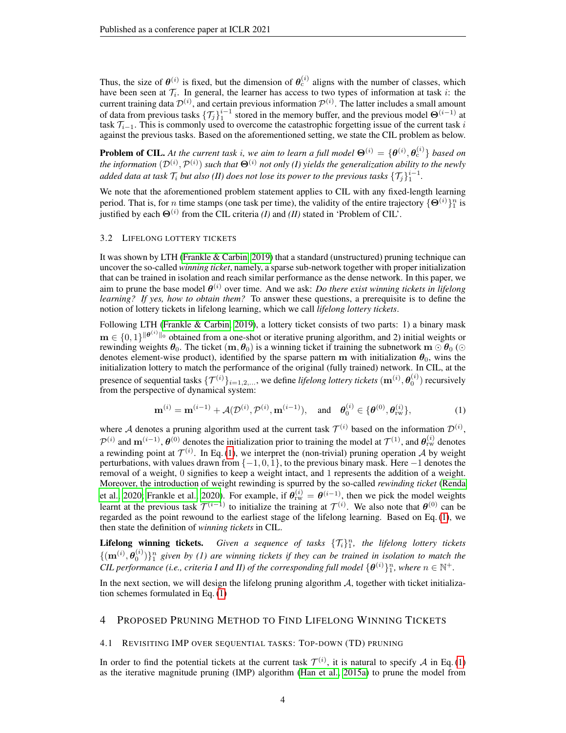Thus, the size of $\boldsymbol{\theta}^{(i)}$ is fixed, but the dimension of $\boldsymbol{\theta}_{\mathrm{c}}^{(i)}$ aligns with the number of classes, which have been seen at $\mathcal{T}_i$. In general, the learner has access to two types of information at task $i$: the current training data $\mathcal{D}^{(i)}$, and certain previous information $\mathcal{P}^{(i)}$. The latter includes a small amount of data from previous tasks $\{\mathcal{T}_j\}_1^{i-1}$ stored in the memory buffer, and the previous model $\boldsymbol{\Theta}^{(i-1)}$ at task $\mathcal{T}_{i-1}$. This is commonly used to overcome the catastrophic forgetting issue of the current task $i$ against the previous tasks. Based on the aforementioned setting, we state the CIL problem as below.

**Problem of CIL.** *At the current task $i$, we aim to learn a full model $\boldsymbol{\Theta}^{(i)} = \{\boldsymbol{\theta}^{(i)}, \boldsymbol{\theta}_{\mathrm{c}}^{(i)}\}$ based on the information $(\mathcal{D}^{(i)}, \mathcal{P}^{(i)})$ such that $\boldsymbol{\Theta}^{(i)}$ not only (I) yields the generalization ability to the newly added data at task $\mathcal{T}_i$ but also (II) does not lose its power to the previous tasks $\{\mathcal{T}_j\}_1^{i-1}$.*

We note that the aforementioned problem statement applies to CIL with any fixed-length learning period. That is, for $n$ time stamps (one task per time), the validity of the entire trajectory $\{\boldsymbol{\Theta}^{(i)}\}_1^n$ is justified by each $\boldsymbol{\Theta}^{(i)}$ from the CIL criteria *(I)* and *(II)* stated in 'Problem of CIL'.

### 3.2 Lifelong Lottery Tickets

It was shown by LTH (Frankle & Carbin, 2019) that a standard (unstructured) pruning technique can uncover the so-called *winning ticket*, namely, a sparse sub-network together with proper initialization that can be trained in isolation and reach similar performance as the dense network. In this paper, we aim to prune the base model $\boldsymbol{\theta}^{(i)}$ over time. And we ask: *Do there exist winning tickets in lifelong learning? If yes, how to obtain them?* To answer these questions, a prerequisite is to define the notion of lottery tickets in lifelong learning, which we call *lifelong lottery tickets*.

Following LTH (Frankle & Carbin, 2019), a lottery ticket consists of two parts: 1) a binary mask $\mathbf{m} \in \{0,1\}^{\|\boldsymbol{\theta}^{(i)}\|_0}$ obtained from a one-shot or iterative pruning algorithm, and 2) initial weights or rewinding weights $\boldsymbol{\theta}_0$. The ticket $(\mathbf{m}, \boldsymbol{\theta}_0)$ is a winning ticket if training the subnetwork $\mathbf{m} \odot \boldsymbol{\theta}_0$ ($\odot$ denotes element-wise product), identified by the sparse pattern $\mathbf{m}$ with initialization $\boldsymbol{\theta}_0$, wins the initialization lottery to match the performance of the original (fully trained) network. In CIL, at the presence of sequential tasks $\{\mathcal{T}^{(i)}\}_{i=1,2,\ldots}$, we define *lifelong lottery tickets* $(\mathbf{m}^{(i)}, \boldsymbol{\theta}_0^{(i)})$ recursively from the perspective of dynamical system:

$$\mathbf{m}^{(i)} = \mathbf{m}^{(i-1)} + \mathcal{A}(\mathcal{D}^{(i)}, \mathcal{P}^{(i)}, \mathbf{m}^{(i-1)}), \quad \text{and} \quad \boldsymbol{\theta}_0^{(i)} \in \{\boldsymbol{\theta}^{(0)}, \boldsymbol{\theta}_{\mathrm{rw}}^{(i)}\}, \tag{1}$$

where $\mathcal{A}$ denotes a pruning algorithm used at the current task $\mathcal{T}^{(i)}$ based on the information $\mathcal{D}^{(i)}$, $\mathcal{P}^{(i)}$ and $\mathbf{m}^{(i-1)}$, $\boldsymbol{\theta}^{(0)}$ denotes the initialization prior to training the model at $\mathcal{T}^{(1)}$, and $\boldsymbol{\theta}_{\mathrm{rw}}^{(i)}$ denotes a rewinding point at $\mathcal{T}^{(i)}$. In Eq. (1), we interpret the (non-trivial) pruning operation $\mathcal{A}$ by weight perturbations, with values drawn from $\{-1, 0, 1\}$, to the previous binary mask. Here $-1$ denotes the removal of a weight, $0$ signifies to keep a weight intact, and $1$ represents the addition of a weight. Moreover, the introduction of weight rewinding is spurred by the so-called *rewinding ticket* (Renda et al., 2020; Frankle et al., 2020). For example, if $\boldsymbol{\theta}_{\mathrm{rw}}^{(i)} = \boldsymbol{\theta}^{(i-1)}$, then we pick the model weights learnt at the previous task $\mathcal{T}^{(i-1)}$ to initialize the training at $\mathcal{T}^{(i)}$. We also note that $\boldsymbol{\theta}^{(0)}$ can be regarded as the point rewound to the earliest stage of the lifelong learning. Based on Eq. (1), we then state the definition of *winning tickets* in CIL.

**Lifelong winning tickets.** *Given a sequence of tasks $\{\mathcal{T}_i\}_1^n$, the lifelong lottery tickets $\{(\mathbf{m}^{(i)}, \boldsymbol{\theta}_0^{(i)})\}_1^n$ given by (1) are winning tickets if they can be trained in isolation to match the CIL performance (i.e., criteria I and II) of the corresponding full model $\{\boldsymbol{\theta}^{(i)}\}_1^n$, where $n \in \mathbb{N}^+$.*

In the next section, we will design the lifelong pruning algorithm $\mathcal{A}$, together with ticket initialization schemes formulated in Eq. (1)

## 4 Proposed Pruning Method to Find Lifelong Winning Tickets

### 4.1 Revisiting IMP over Sequential Tasks: Top-down (TD) Pruning

In order to find the potential tickets at the current task $\mathcal{T}^{(i)}$, it is natural to specify $\mathcal{A}$ in Eq. (1) as the iterative magnitude pruning (IMP) algorithm (Han et al., 2015a) to prune the model from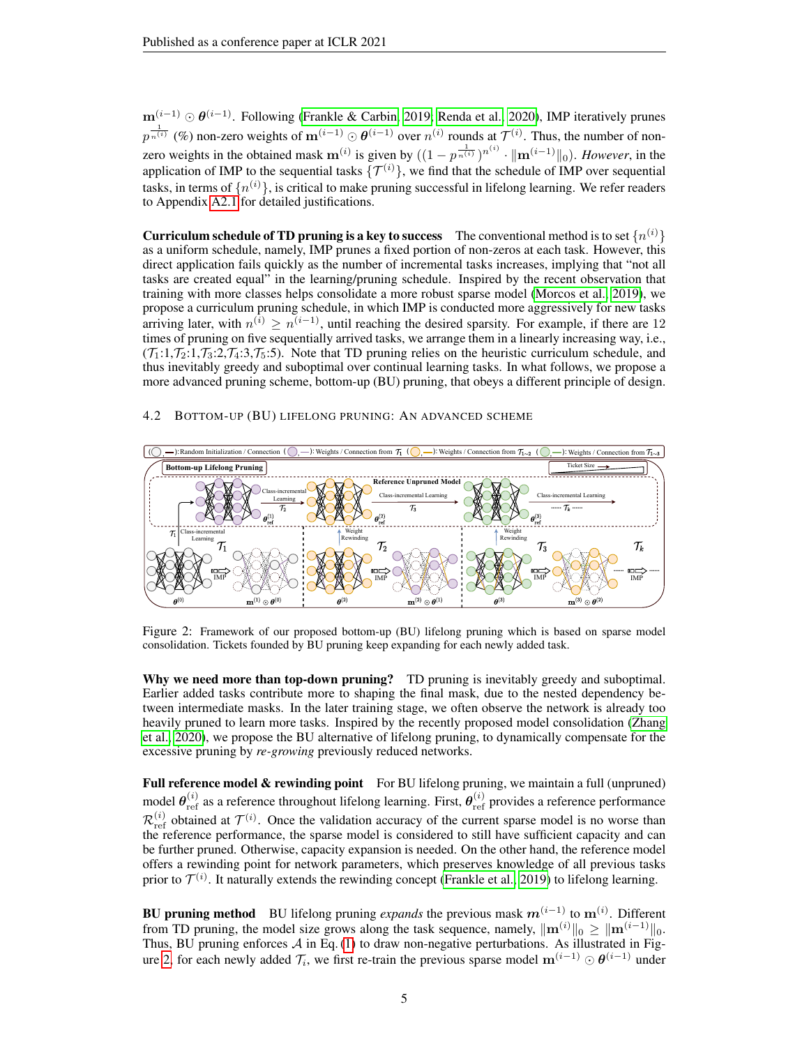$\mathbf{m}^{(i-1)} \odot \boldsymbol{\theta}^{(i-1)}$. Following (Frankle & Carbin, 2019; Renda et al., 2020), IMP iteratively prunes $p^{\frac{1}{n^{(i)}}}$ (%) non-zero weights of $\mathbf{m}^{(i-1)} \odot \boldsymbol{\theta}^{(i-1)}$ over $n^{(i)}$ rounds at $\mathcal{T}^{(i)}$. Thus, the number of non-zero weights in the obtained mask $\mathbf{m}^{(i)}$ is given by $((1 - p^{\frac{1}{n^{(i)}}})^{n^{(i)}} \cdot \|\mathbf{m}^{(i-1)}\|_0)$. *However*, in the application of IMP to the sequential tasks $\{\mathcal{T}^{(i)}\}$, we find that the schedule of IMP over sequential tasks, in terms of $\{n^{(i)}\}$, is critical to make pruning successful in lifelong learning. We refer readers to Appendix A2.1 for detailed justifications.

**Curriculum schedule of TD pruning is a key to success** The conventional method is to set $\{n^{(i)}\}$ as a uniform schedule, namely, IMP prunes a fixed portion of non-zeros at each task. However, this direct application fails quickly as the number of incremental tasks increases, implying that "not all tasks are created equal" in the learning/pruning schedule. Inspired by the recent observation that training with more classes helps consolidate a more robust sparse model (Morcos et al., 2019), we propose a curriculum pruning schedule, in which IMP is conducted more aggressively for new tasks arriving later, with $n^{(i)} \geq n^{(i-1)}$, until reaching the desired sparsity. For example, if there are 12 times of pruning on five sequentially arrived tasks, we arrange them in a linearly increasing way, i.e., ($\mathcal{T}_1$:1,$\mathcal{T}_2$:1,$\mathcal{T}_3$:2,$\mathcal{T}_4$:3,$\mathcal{T}_5$:5). Note that TD pruning relies on the heuristic curriculum schedule, and thus inevitably greedy and suboptimal over continual learning tasks. In what follows, we propose a more advanced pruning scheme, bottom-up (BU) pruning, that obeys a different principle of design.

### 4.2 Bottom-up (BU) lifelong pruning: An advanced scheme

Figure 2: Framework of our proposed bottom-up (BU) lifelong pruning which is based on sparse model consolidation. Tickets founded by BU pruning keep expanding for each newly added task.

**Why we need more than top-down pruning?** TD pruning is inevitably greedy and suboptimal. Earlier added tasks contribute more to shaping the final mask, due to the nested dependency between intermediate masks. In the later training stage, we often observe the network is already too heavily pruned to learn more tasks. Inspired by the recently proposed model consolidation (Zhang et al., 2020), we propose the BU alternative of lifelong pruning, to dynamically compensate for the excessive pruning by *re-growing* previously reduced networks.

**Full reference model & rewinding point** For BU lifelong pruning, we maintain a full (unpruned) model $\boldsymbol{\theta}_{\text{ref}}^{(i)}$ as a reference throughout lifelong learning. First, $\boldsymbol{\theta}_{\text{ref}}^{(i)}$ provides a reference performance $\mathcal{R}_{\text{ref}}^{(i)}$ obtained at $\mathcal{T}^{(i)}$. Once the validation accuracy of the current sparse model is no worse than the reference performance, the sparse model is considered to still have sufficient capacity and can be further pruned. Otherwise, capacity expansion is needed. On the other hand, the reference model offers a rewinding point for network parameters, which preserves knowledge of all previous tasks prior to $\mathcal{T}^{(i)}$. It naturally extends the rewinding concept (Frankle et al., 2019) to lifelong learning.

**BU pruning method** BU lifelong pruning *expands* the previous mask $\boldsymbol{m}^{(i-1)}$ to $\mathbf{m}^{(i)}$. Different from TD pruning, the model size grows along the task sequence, namely, $\|\mathbf{m}^{(i)}\|_0 \geq \|\mathbf{m}^{(i-1)}\|_0$. Thus, BU pruning enforces $\mathcal{A}$ in Eq. (1) to draw non-negative perturbations. As illustrated in Figure 2, for each newly added $\mathcal{T}_i$, we first re-train the previous sparse model $\mathbf{m}^{(i-1)} \odot \boldsymbol{\theta}^{(i-1)}$ under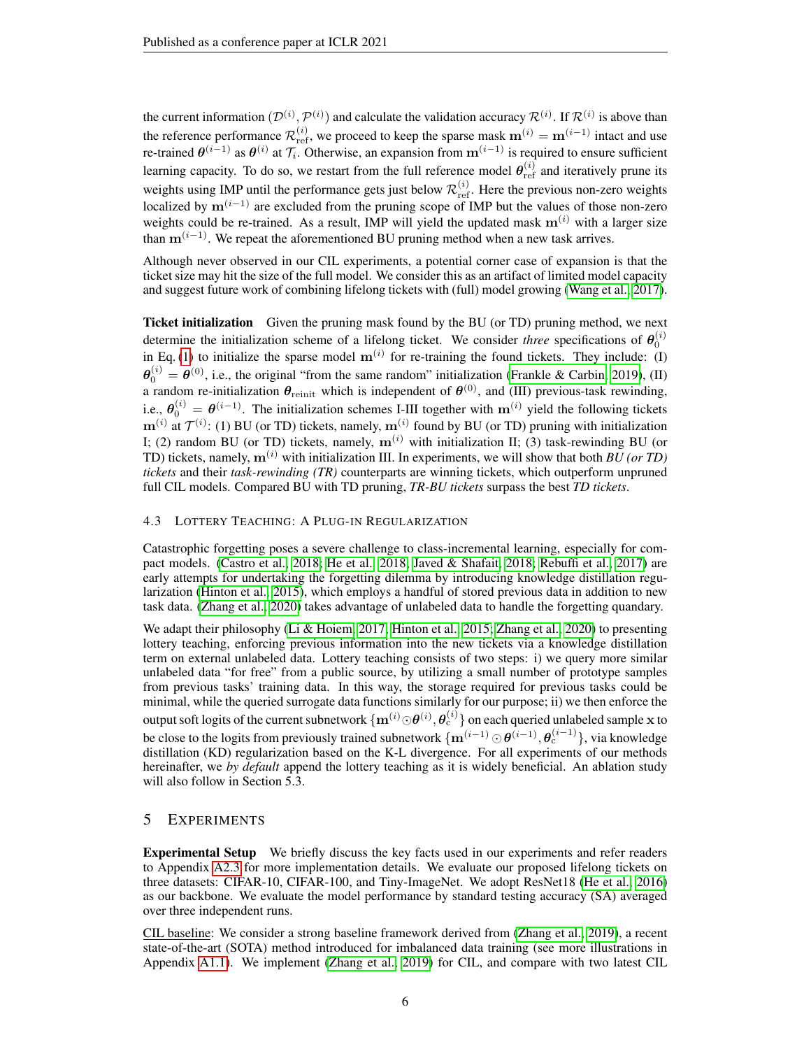the current information $(\mathcal{D}^{(i)}, \mathcal{P}^{(i)})$ and calculate the validation accuracy $\mathcal{R}^{(i)}$. If $\mathcal{R}^{(i)}$ is above than the reference performance $\mathcal{R}_{\text{ref}}^{(i)}$, we proceed to keep the sparse mask $\mathbf{m}^{(i)} = \mathbf{m}^{(i-1)}$ intact and use re-trained $\boldsymbol{\theta}^{(i-1)}$ as $\boldsymbol{\theta}^{(i)}$ at $\mathcal{T}_i$. Otherwise, an expansion from $\mathbf{m}^{(i-1)}$ is required to ensure sufficient learning capacity. To do so, we restart from the full reference model $\boldsymbol{\theta}_{\text{ref}}^{(i)}$ and iteratively prune its weights using IMP until the performance gets just below $\mathcal{R}_{\text{ref}}^{(i)}$. Here the previous non-zero weights localized by $\mathbf{m}^{(i-1)}$ are excluded from the pruning scope of IMP but the values of those non-zero weights could be re-trained. As a result, IMP will yield the updated mask $\mathbf{m}^{(i)}$ with a larger size than $\mathbf{m}^{(i-1)}$. We repeat the aforementioned BU pruning method when a new task arrives.

Although never observed in our CIL experiments, a potential corner case of expansion is that the ticket size may hit the size of the full model. We consider this as an artifact of limited model capacity and suggest future work of combining lifelong tickets with (full) model growing (Wang et al., 2017).

**Ticket initialization** Given the pruning mask found by the BU (or TD) pruning method, we next determine the initialization scheme of a lifelong ticket. We consider *three* specifications of $\boldsymbol{\theta}_0^{(i)}$ in Eq. (1) to initialize the sparse model $\mathbf{m}^{(i)}$ for re-training the found tickets. They include: (I) $\boldsymbol{\theta}_0^{(i)} = \boldsymbol{\theta}^{(0)}$, i.e., the original "from the same random" initialization (Frankle & Carbin, 2019), (II) a random re-initialization $\boldsymbol{\theta}_{\text{reinit}}$ which is independent of $\boldsymbol{\theta}^{(0)}$, and (III) previous-task rewinding, i.e., $\boldsymbol{\theta}_0^{(i)} = \boldsymbol{\theta}^{(i-1)}$. The initialization schemes I-III together with $\mathbf{m}^{(i)}$ yield the following tickets $\mathbf{m}^{(i)}$ at $\mathcal{T}^{(i)}$: (1) BU (or TD) tickets, namely, $\mathbf{m}^{(i)}$ found by BU (or TD) pruning with initialization I; (2) random BU (or TD) tickets, namely, $\mathbf{m}^{(i)}$ with initialization II; (3) task-rewinding BU (or TD) tickets, namely, $\mathbf{m}^{(i)}$ with initialization III. In experiments, we will show that both *BU (or TD) tickets* and their *task-rewinding (TR)* counterparts are winning tickets, which outperform unpruned full CIL models. Compared BU with TD pruning, *TR-BU tickets* surpass the best *TD tickets*.

### 4.3 Lottery Teaching: A Plug-in Regularization

Catastrophic forgetting poses a severe challenge to class-incremental learning, especially for compact models. (Castro et al., 2018; He et al., 2018; Javed & Shafait, 2018; Rebuffi et al., 2017) are early attempts for undertaking the forgetting dilemma by introducing knowledge distillation regularization (Hinton et al., 2015), which employs a handful of stored previous data in addition to new task data. (Zhang et al., 2020) takes advantage of unlabeled data to handle the forgetting quandary.

We adapt their philosophy (Li & Hoiem, 2017; Hinton et al., 2015; Zhang et al., 2020) to presenting lottery teaching, enforcing previous information into the new tickets via a knowledge distillation term on external unlabeled data. Lottery teaching consists of two steps: i) we query more similar unlabeled data "for free" from a public source, by utilizing a small number of prototype samples from previous tasks' training data. In this way, the storage required for previous tasks could be minimal, while the queried surrogate data functions similarly for our purpose; ii) we then enforce the output soft logits of the current subnetwork $\{\mathbf{m}^{(i)} \odot \boldsymbol{\theta}^{(i)}, \boldsymbol{\theta}_{\text{c}}^{(i)}\}$ on each queried unlabeled sample $\mathbf{x}$ to be close to the logits from previously trained subnetwork $\{\mathbf{m}^{(i-1)} \odot \boldsymbol{\theta}^{(i-1)}, \boldsymbol{\theta}_{\text{c}}^{(i-1)}\}$, via knowledge distillation (KD) regularization based on the K-L divergence. For all experiments of our methods hereinafter, we *by default* append the lottery teaching as it is widely beneficial. An ablation study will also follow in Section 5.3.

## 5 Experiments

**Experimental Setup** We briefly discuss the key facts used in our experiments and refer readers to Appendix A2.3 for more implementation details. We evaluate our proposed lifelong tickets on three datasets: CIFAR-10, CIFAR-100, and Tiny-ImageNet. We adopt ResNet18 (He et al., 2016) as our backbone. We evaluate the model performance by standard testing accuracy (SA) averaged over three independent runs.

<u>CIL baseline</u>: We consider a strong baseline framework derived from (Zhang et al., 2019), a recent state-of-the-art (SOTA) method introduced for imbalanced data training (see more illustrations in Appendix A1.1). We implement (Zhang et al., 2019) for CIL, and compare with two latest CIL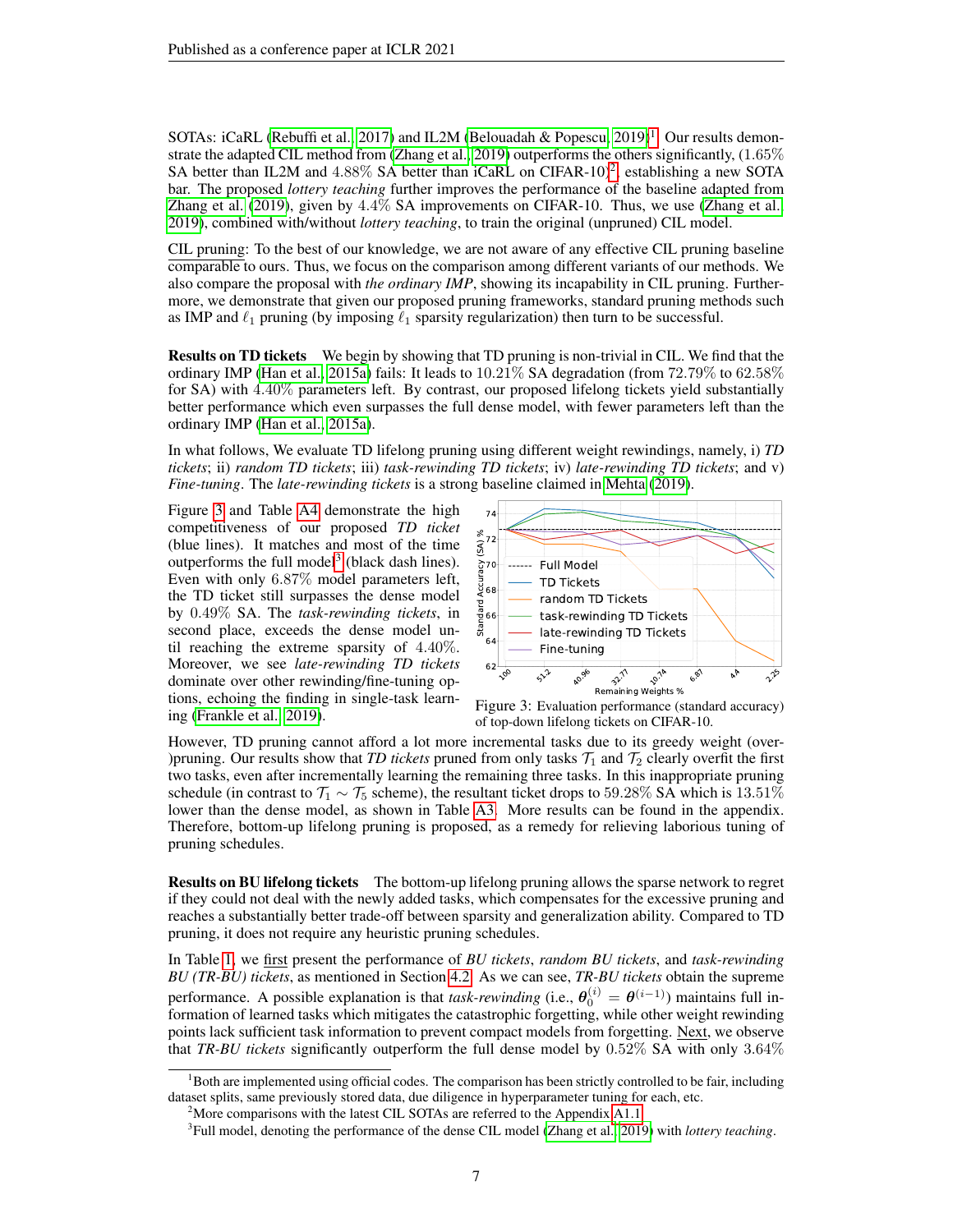SOTAs: iCaRL (Rebuffi et al., 2017) and IL2M (Belouadah & Popescu, 2019)[1]. Our results demonstrate the adapted CIL method from (Zhang et al., 2019) outperforms the others significantly, (1.65% SA better than IL2M and 4.88% SA better than iCaRL on CIFAR-10)[2], establishing a new SOTA bar. The proposed *lottery teaching* further improves the performance of the baseline adapted from Zhang et al. (2019), given by 4.4% SA improvements on CIFAR-10. Thus, we use (Zhang et al., 2019), combined with/without *lottery teaching*, to train the original (unpruned) CIL model.

CIL pruning: To the best of our knowledge, we are not aware of any effective CIL pruning baseline comparable to ours. Thus, we focus on the comparison among different variants of our methods. We also compare the proposal with *the ordinary IMP*, showing its incapability in CIL pruning. Furthermore, we demonstrate that given our proposed pruning frameworks, standard pruning methods such as IMP and $\ell_1$ pruning (by imposing $\ell_1$ sparsity regularization) then turn to be successful.

**Results on TD tickets** We begin by showing that TD pruning is non-trivial in CIL. We find that the ordinary IMP (Han et al., 2015a) fails: It leads to 10.21% SA degradation (from 72.79% to 62.58% for SA) with 4.40% parameters left. By contrast, our proposed lifelong tickets yield substantially better performance which even surpasses the full dense model, with fewer parameters left than the ordinary IMP (Han et al., 2015a).

In what follows, We evaluate TD lifelong pruning using different weight rewindings, namely, i) *TD tickets*; ii) *random TD tickets*; iii) *task-rewinding TD tickets*; iv) *late-rewinding TD tickets*; and v) *Fine-tuning*. The *late-rewinding tickets* is a strong baseline claimed in Mehta (2019).

Figure 3 and Table A4 demonstrate the high competitiveness of our proposed *TD ticket* (blue lines). It matches and most of the time outperforms the full model[3] (black dash lines). Even with only 6.87% model parameters left, the TD ticket still surpasses the dense model by 0.49% SA. The *task-rewinding tickets*, in second place, exceeds the dense model until reaching the extreme sparsity of 4.40%. Moreover, we see *late-rewinding TD tickets* dominate over other rewinding/fine-tuning options, echoing the finding in single-task learning (Frankle et al., 2019).

Figure 3: Evaluation performance (standard accuracy) of top-down lifelong tickets on CIFAR-10.

However, TD pruning cannot afford a lot more incremental tasks due to its greedy weight (over-)pruning. Our results show that *TD tickets* pruned from only tasks $\mathcal{T}_1$ and $\mathcal{T}_2$ clearly overfit the first two tasks, even after incrementally learning the remaining three tasks. In this inappropriate pruning schedule (in contrast to $\mathcal{T}_1 \sim \mathcal{T}_5$ scheme), the resultant ticket drops to 59.28% SA which is 13.51% lower than the dense model, as shown in Table A3. More results can be found in the appendix. Therefore, bottom-up lifelong pruning is proposed, as a remedy for relieving laborious tuning of pruning schedules.

**Results on BU lifelong tickets** The bottom-up lifelong pruning allows the sparse network to regret if they could not deal with the newly added tasks, which compensates for the excessive pruning and reaches a substantially better trade-off between sparsity and generalization ability. Compared to TD pruning, it does not require any heuristic pruning schedules.

In Table 1, we first present the performance of *BU tickets*, *random BU tickets*, and *task-rewinding BU (TR-BU) tickets*, as mentioned in Section 4.2. As we can see, *TR-BU tickets* obtain the supreme performance. A possible explanation is that *task-rewinding* (i.e., $\boldsymbol{\theta}_0^{(i)} = \boldsymbol{\theta}^{(i-1)}$) maintains full information of learned tasks which mitigates the catastrophic forgetting, while other weight rewinding points lack sufficient task information to prevent compact models from forgetting. Next, we observe that *TR-BU tickets* significantly outperform the full dense model by 0.52% SA with only 3.64%

[1] Both are implemented using official codes. The comparison has been strictly controlled to be fair, including dataset splits, same previously stored data, due diligence in hyperparameter tuning for each, etc.

[2] More comparisons with the latest CIL SOTAs are referred to the Appendix A1.1.

[3] Full model, denoting the performance of the dense CIL model (Zhang et al., 2019) with *lottery teaching*.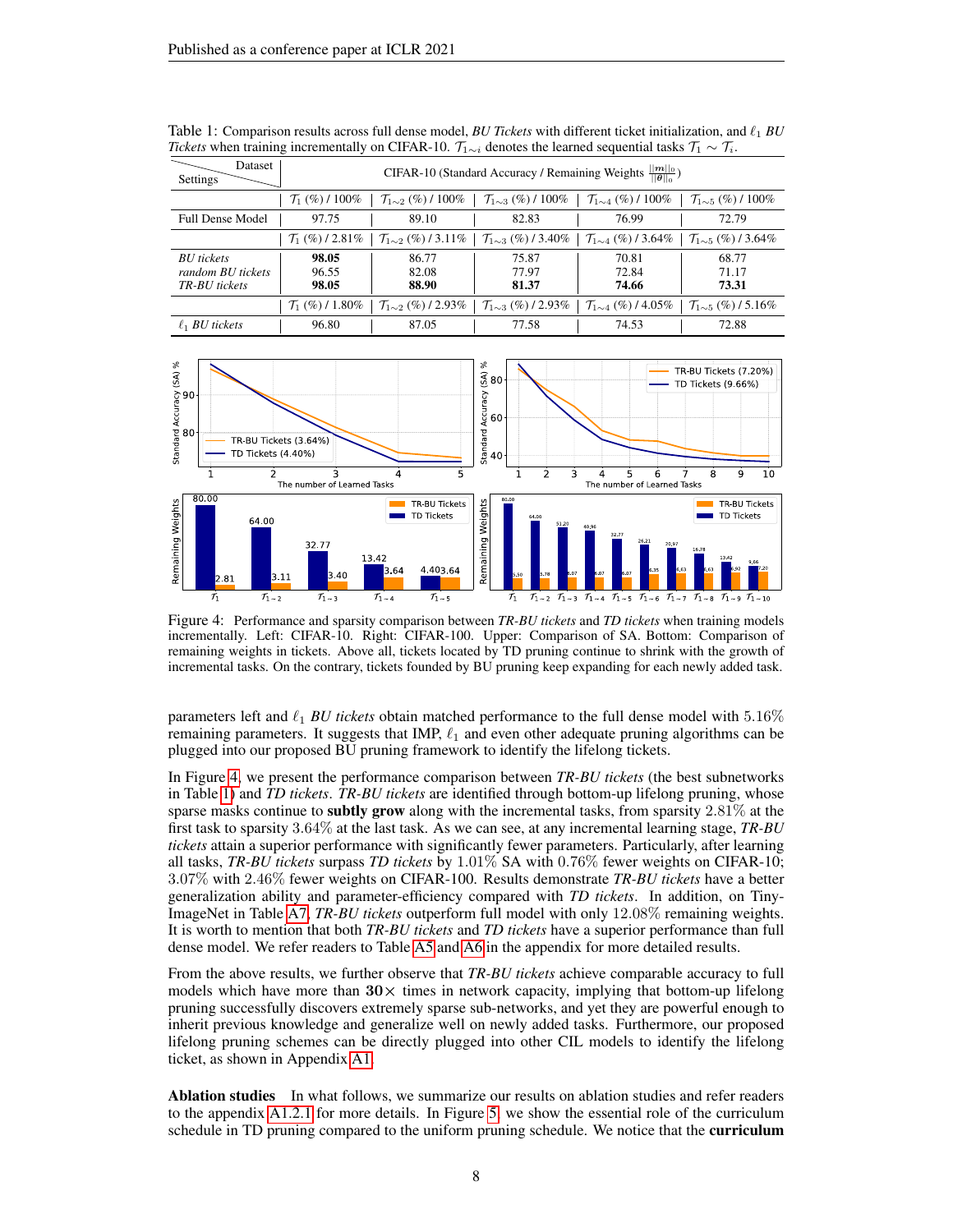Table 1: Comparison results across full dense model, *BU Tickets* with different ticket initialization, and $\ell_1$ *BU Tickets* when training incrementally on CIFAR-10. $\mathcal{T}_{1\sim i}$ denotes the learned sequential tasks $\mathcal{T}_1 \sim \mathcal{T}_i$.

| Settings \ Dataset | CIFAR-10 (Standard Accuracy / Remaining Weights $\frac{\|\|m\|\|_0}{\|\|\theta\|\|_0}$) | | | | |
|---|---|---|---|---|---|
| | $\mathcal{T}_1$ (%) / 100% | $\mathcal{T}_{1\sim2}$ (%) / 100% | $\mathcal{T}_{1\sim3}$ (%) / 100% | $\mathcal{T}_{1\sim4}$ (%) / 100% | $\mathcal{T}_{1\sim5}$ (%) / 100% |
| Full Dense Model | 97.75 | 89.10 | 82.83 | 76.99 | 72.79 |
| | $\mathcal{T}_1$ (%) / 2.81% | $\mathcal{T}_{1\sim2}$ (%) / 3.11% | $\mathcal{T}_{1\sim3}$ (%) / 3.40% | $\mathcal{T}_{1\sim4}$ (%) / 3.64% | $\mathcal{T}_{1\sim5}$ (%) / 3.64% |
| *BU tickets* | **98.05** | 86.77 | 75.87 | 70.81 | 68.77 |
| *random BU tickets* | 96.55 | 82.08 | 77.97 | 72.84 | 71.17 |
| *TR-BU tickets* | **98.05** | **88.90** | **81.37** | **74.66** | **73.31** |
| | $\mathcal{T}_1$ (%) / 1.80% | $\mathcal{T}_{1\sim2}$ (%) / 2.93% | $\mathcal{T}_{1\sim3}$ (%) / 2.93% | $\mathcal{T}_{1\sim4}$ (%) / 4.05% | $\mathcal{T}_{1\sim5}$ (%) / 5.16% |
| $\ell_1$ *BU tickets* | 96.80 | 87.05 | 77.58 | 74.53 | 72.88 |

Figure 4: Performance and sparsity comparison between *TR-BU tickets* and *TD tickets* when training models incrementally. Left: CIFAR-10. Right: CIFAR-100. Upper: Comparison of SA. Bottom: Comparison of remaining weights in tickets. Above all, tickets located by TD pruning continue to shrink with the growth of incremental tasks. On the contrary, tickets founded by BU pruning keep expanding for each newly added task.

parameters left and $\ell_1$ *BU tickets* obtain matched performance to the full dense model with 5.16% remaining parameters. It suggests that IMP, $\ell_1$ and even other adequate pruning algorithms can be plugged into our proposed BU pruning framework to identify the lifelong tickets.

In Figure 4, we present the performance comparison between *TR-BU tickets* (the best subnetworks in Table 1) and *TD tickets*. *TR-BU tickets* are identified through bottom-up lifelong pruning, whose sparse masks continue to **subtly grow** along with the incremental tasks, from sparsity 2.81% at the first task to sparsity 3.64% at the last task. As we can see, at any incremental learning stage, *TR-BU tickets* attain a superior performance with significantly fewer parameters. Particularly, after learning all tasks, *TR-BU tickets* surpass *TD tickets* by 1.01% SA with 0.76% fewer weights on CIFAR-10; 3.07% with 2.46% fewer weights on CIFAR-100. Results demonstrate *TR-BU tickets* have a better generalization ability and parameter-efficiency compared with *TD tickets*. In addition, on Tiny-ImageNet in Table A7, *TR-BU tickets* outperform full model with only 12.08% remaining weights. It is worth to mention that both *TR-BU tickets* and *TD tickets* have a superior performance than full dense model. We refer readers to Table A5 and A6 in the appendix for more detailed results.

From the above results, we further observe that *TR-BU tickets* achieve comparable accuracy to full models which have more than **30**$\times$ times in network capacity, implying that bottom-up lifelong pruning successfully discovers extremely sparse sub-networks, and yet they are powerful enough to inherit previous knowledge and generalize well on newly added tasks. Furthermore, our proposed lifelong pruning schemes can be directly plugged into other CIL models to identify the lifelong ticket, as shown in Appendix A1.

**Ablation studies** In what follows, we summarize our results on ablation studies and refer readers to the appendix A1.2.1 for more details. In Figure 5, we show the essential role of the curriculum schedule in TD pruning compared to the uniform pruning schedule. We notice that the **curriculum**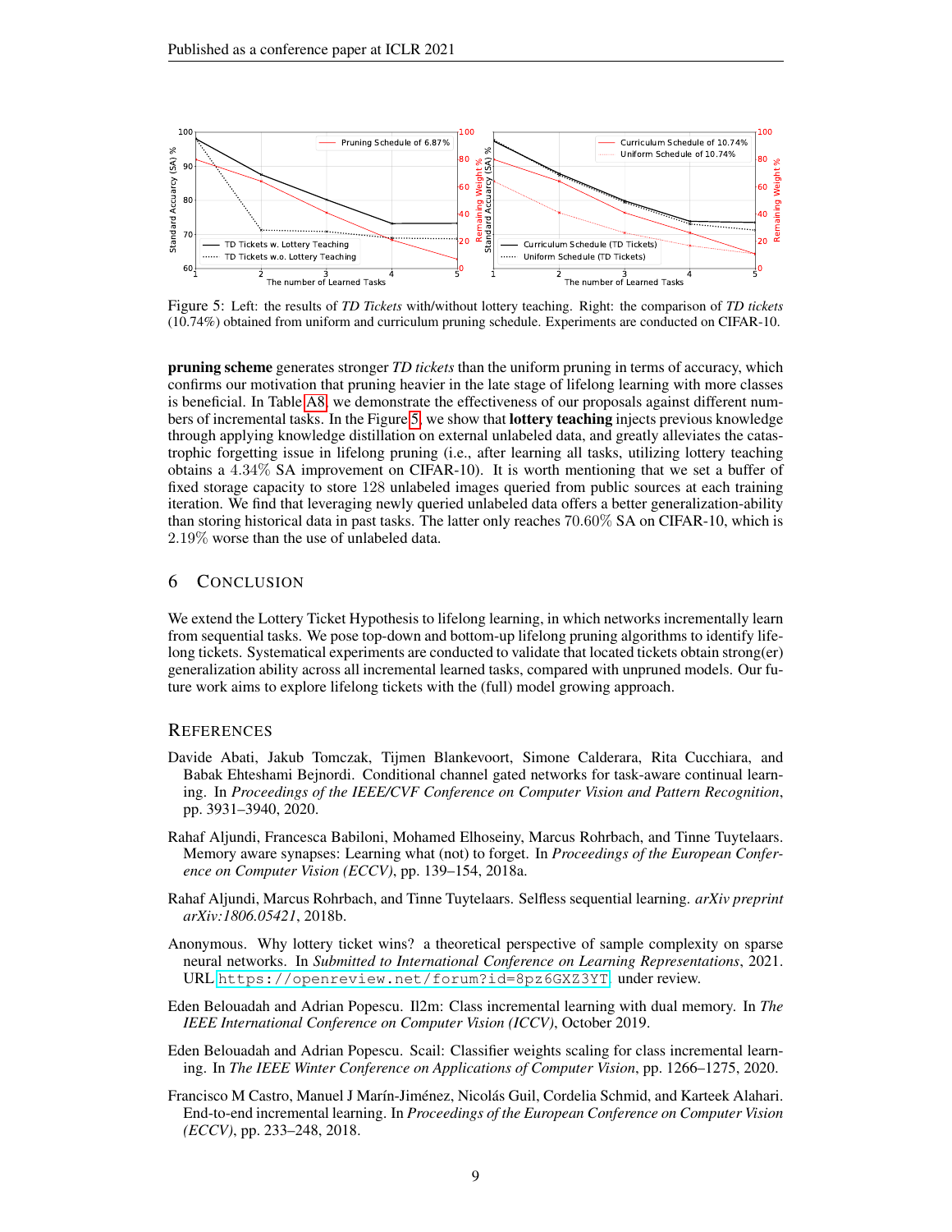Figure 5: Left: the results of *TD Tickets* with/without lottery teaching. Right: the comparison of *TD tickets* (10.74%) obtained from uniform and curriculum pruning schedule. Experiments are conducted on CIFAR-10.

**pruning scheme** generates stronger *TD tickets* than the uniform pruning in terms of accuracy, which confirms our motivation that pruning heavier in the late stage of lifelong learning with more classes is beneficial. In Table A8, we demonstrate the effectiveness of our proposals against different numbers of incremental tasks. In the Figure 5, we show that **lottery teaching** injects previous knowledge through applying knowledge distillation on external unlabeled data, and greatly alleviates the catastrophic forgetting issue in lifelong pruning (i.e., after learning all tasks, utilizing lottery teaching obtains a $4.34\%$ SA improvement on CIFAR-10). It is worth mentioning that we set a buffer of fixed storage capacity to store $128$ unlabeled images queried from public sources at each training iteration. We find that leveraging newly queried unlabeled data offers a better generalization-ability than storing historical data in past tasks. The latter only reaches $70.60\%$ SA on CIFAR-10, which is $2.19\%$ worse than the use of unlabeled data.

## 6 Conclusion

We extend the Lottery Ticket Hypothesis to lifelong learning, in which networks incrementally learn from sequential tasks. We pose top-down and bottom-up lifelong pruning algorithms to identify lifelong tickets. Systematical experiments are conducted to validate that located tickets obtain strong(er) generalization ability across all incremental learned tasks, compared with unpruned models. Our future work aims to explore lifelong tickets with the (full) model growing approach.

## References

Davide Abati, Jakub Tomczak, Tijmen Blankevoort, Simone Calderara, Rita Cucchiara, and Babak Ehteshami Bejnordi. Conditional channel gated networks for task-aware continual learning. In *Proceedings of the IEEE/CVF Conference on Computer Vision and Pattern Recognition*, pp. 3931–3940, 2020.

Rahaf Aljundi, Francesca Babiloni, Mohamed Elhoseiny, Marcus Rohrbach, and Tinne Tuytelaars. Memory aware synapses: Learning what (not) to forget. In *Proceedings of the European Conference on Computer Vision (ECCV)*, pp. 139–154, 2018a.

Rahaf Aljundi, Marcus Rohrbach, and Tinne Tuytelaars. Selfless sequential learning. *arXiv preprint arXiv:1806.05421*, 2018b.

Anonymous. Why lottery ticket wins? a theoretical perspective of sample complexity on sparse neural networks. In *Submitted to International Conference on Learning Representations*, 2021. URL https://openreview.net/forum?id=8pz6GXZ3YT. under review.

Eden Belouadah and Adrian Popescu. Il2m: Class incremental learning with dual memory. In *The IEEE International Conference on Computer Vision (ICCV)*, October 2019.

Eden Belouadah and Adrian Popescu. Scail: Classifier weights scaling for class incremental learning. In *The IEEE Winter Conference on Applications of Computer Vision*, pp. 1266–1275, 2020.

Francisco M Castro, Manuel J Marín-Jiménez, Nicolás Guil, Cordelia Schmid, and Karteek Alahari. End-to-end incremental learning. In *Proceedings of the European Conference on Computer Vision (ECCV)*, pp. 233–248, 2018.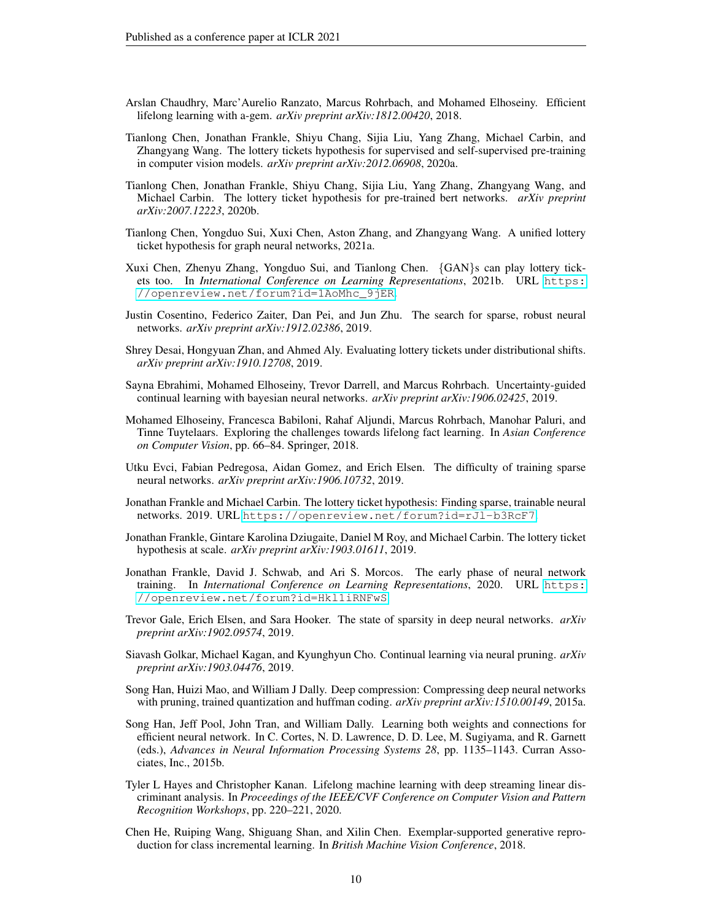Arslan Chaudhry, Marc'Aurelio Ranzato, Marcus Rohrbach, and Mohamed Elhoseiny. Efficient lifelong learning with a-gem. *arXiv preprint arXiv:1812.00420*, 2018.

Tianlong Chen, Jonathan Frankle, Shiyu Chang, Sijia Liu, Yang Zhang, Michael Carbin, and Zhangyang Wang. The lottery tickets hypothesis for supervised and self-supervised pre-training in computer vision models. *arXiv preprint arXiv:2012.06908*, 2020a.

Tianlong Chen, Jonathan Frankle, Shiyu Chang, Sijia Liu, Yang Zhang, Zhangyang Wang, and Michael Carbin. The lottery ticket hypothesis for pre-trained bert networks. *arXiv preprint arXiv:2007.12223*, 2020b.

Tianlong Chen, Yongduo Sui, Xuxi Chen, Aston Zhang, and Zhangyang Wang. A unified lottery ticket hypothesis for graph neural networks, 2021a.

Xuxi Chen, Zhenyu Zhang, Yongduo Sui, and Tianlong Chen. {GAN}s can play lottery tickets too. In *International Conference on Learning Representations*, 2021b. URL https://openreview.net/forum?id=1AoMhc_9jER.

Justin Cosentino, Federico Zaiter, Dan Pei, and Jun Zhu. The search for sparse, robust neural networks. *arXiv preprint arXiv:1912.02386*, 2019.

Shrey Desai, Hongyuan Zhan, and Ahmed Aly. Evaluating lottery tickets under distributional shifts. *arXiv preprint arXiv:1910.12708*, 2019.

Sayna Ebrahimi, Mohamed Elhoseiny, Trevor Darrell, and Marcus Rohrbach. Uncertainty-guided continual learning with bayesian neural networks. *arXiv preprint arXiv:1906.02425*, 2019.

Mohamed Elhoseiny, Francesca Babiloni, Rahaf Aljundi, Marcus Rohrbach, Manohar Paluri, and Tinne Tuytelaars. Exploring the challenges towards lifelong fact learning. In *Asian Conference on Computer Vision*, pp. 66–84. Springer, 2018.

Utku Evci, Fabian Pedregosa, Aidan Gomez, and Erich Elsen. The difficulty of training sparse neural networks. *arXiv preprint arXiv:1906.10732*, 2019.

Jonathan Frankle and Michael Carbin. The lottery ticket hypothesis: Finding sparse, trainable neural networks. 2019. URL https://openreview.net/forum?id=rJl-b3RcF7.

Jonathan Frankle, Gintare Karolina Dziugaite, Daniel M Roy, and Michael Carbin. The lottery ticket hypothesis at scale. *arXiv preprint arXiv:1903.01611*, 2019.

Jonathan Frankle, David J. Schwab, and Ari S. Morcos. The early phase of neural network training. In *International Conference on Learning Representations*, 2020. URL https://openreview.net/forum?id=Hkl1iRNFwS.

Trevor Gale, Erich Elsen, and Sara Hooker. The state of sparsity in deep neural networks. *arXiv preprint arXiv:1902.09574*, 2019.

Siavash Golkar, Michael Kagan, and Kyunghyun Cho. Continual learning via neural pruning. *arXiv preprint arXiv:1903.04476*, 2019.

Song Han, Huizi Mao, and William J Dally. Deep compression: Compressing deep neural networks with pruning, trained quantization and huffman coding. *arXiv preprint arXiv:1510.00149*, 2015a.

Song Han, Jeff Pool, John Tran, and William Dally. Learning both weights and connections for efficient neural network. In C. Cortes, N. D. Lawrence, D. D. Lee, M. Sugiyama, and R. Garnett (eds.), *Advances in Neural Information Processing Systems 28*, pp. 1135–1143. Curran Associates, Inc., 2015b.

Tyler L Hayes and Christopher Kanan. Lifelong machine learning with deep streaming linear discriminant analysis. In *Proceedings of the IEEE/CVF Conference on Computer Vision and Pattern Recognition Workshops*, pp. 220–221, 2020.

Chen He, Ruiping Wang, Shiguang Shan, and Xilin Chen. Exemplar-supported generative reproduction for class incremental learning. In *British Machine Vision Conference*, 2018.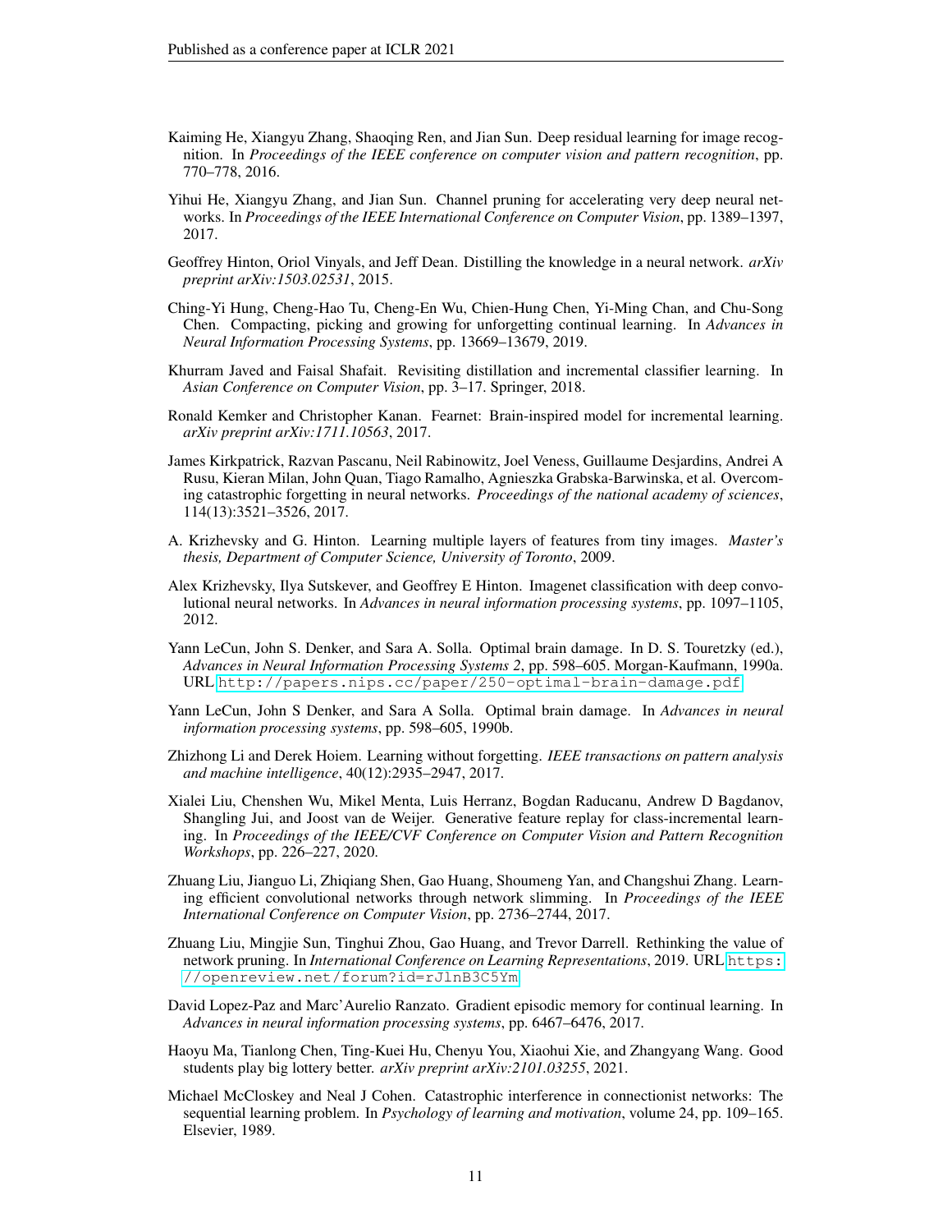Kaiming He, Xiangyu Zhang, Shaoqing Ren, and Jian Sun. Deep residual learning for image recognition. In *Proceedings of the IEEE conference on computer vision and pattern recognition*, pp. 770–778, 2016.

Yihui He, Xiangyu Zhang, and Jian Sun. Channel pruning for accelerating very deep neural networks. In *Proceedings of the IEEE International Conference on Computer Vision*, pp. 1389–1397, 2017.

Geoffrey Hinton, Oriol Vinyals, and Jeff Dean. Distilling the knowledge in a neural network. *arXiv preprint arXiv:1503.02531*, 2015.

Ching-Yi Hung, Cheng-Hao Tu, Cheng-En Wu, Chien-Hung Chen, Yi-Ming Chan, and Chu-Song Chen. Compacting, picking and growing for unforgetting continual learning. In *Advances in Neural Information Processing Systems*, pp. 13669–13679, 2019.

Khurram Javed and Faisal Shafait. Revisiting distillation and incremental classifier learning. In *Asian Conference on Computer Vision*, pp. 3–17. Springer, 2018.

Ronald Kemker and Christopher Kanan. Fearnet: Brain-inspired model for incremental learning. *arXiv preprint arXiv:1711.10563*, 2017.

James Kirkpatrick, Razvan Pascanu, Neil Rabinowitz, Joel Veness, Guillaume Desjardins, Andrei A Rusu, Kieran Milan, John Quan, Tiago Ramalho, Agnieszka Grabska-Barwinska, et al. Overcoming catastrophic forgetting in neural networks. *Proceedings of the national academy of sciences*, 114(13):3521–3526, 2017.

A. Krizhevsky and G. Hinton. Learning multiple layers of features from tiny images. *Master's thesis, Department of Computer Science, University of Toronto*, 2009.

Alex Krizhevsky, Ilya Sutskever, and Geoffrey E Hinton. Imagenet classification with deep convolutional neural networks. In *Advances in neural information processing systems*, pp. 1097–1105, 2012.

Yann LeCun, John S. Denker, and Sara A. Solla. Optimal brain damage. In D. S. Touretzky (ed.), *Advances in Neural Information Processing Systems 2*, pp. 598–605. Morgan-Kaufmann, 1990a. URL http://papers.nips.cc/paper/250-optimal-brain-damage.pdf.

Yann LeCun, John S Denker, and Sara A Solla. Optimal brain damage. In *Advances in neural information processing systems*, pp. 598–605, 1990b.

Zhizhong Li and Derek Hoiem. Learning without forgetting. *IEEE transactions on pattern analysis and machine intelligence*, 40(12):2935–2947, 2017.

Xialei Liu, Chenshen Wu, Mikel Menta, Luis Herranz, Bogdan Raducanu, Andrew D Bagdanov, Shangling Jui, and Joost van de Weijer. Generative feature replay for class-incremental learning. In *Proceedings of the IEEE/CVF Conference on Computer Vision and Pattern Recognition Workshops*, pp. 226–227, 2020.

Zhuang Liu, Jianguo Li, Zhiqiang Shen, Gao Huang, Shoumeng Yan, and Changshui Zhang. Learning efficient convolutional networks through network slimming. In *Proceedings of the IEEE International Conference on Computer Vision*, pp. 2736–2744, 2017.

Zhuang Liu, Mingjie Sun, Tinghui Zhou, Gao Huang, and Trevor Darrell. Rethinking the value of network pruning. In *International Conference on Learning Representations*, 2019. URL https://openreview.net/forum?id=rJlnB3C5Ym.

David Lopez-Paz and Marc'Aurelio Ranzato. Gradient episodic memory for continual learning. In *Advances in neural information processing systems*, pp. 6467–6476, 2017.

Haoyu Ma, Tianlong Chen, Ting-Kuei Hu, Chenyu You, Xiaohui Xie, and Zhangyang Wang. Good students play big lottery better. *arXiv preprint arXiv:2101.03255*, 2021.

Michael McCloskey and Neal J Cohen. Catastrophic interference in connectionist networks: The sequential learning problem. In *Psychology of learning and motivation*, volume 24, pp. 109–165. Elsevier, 1989.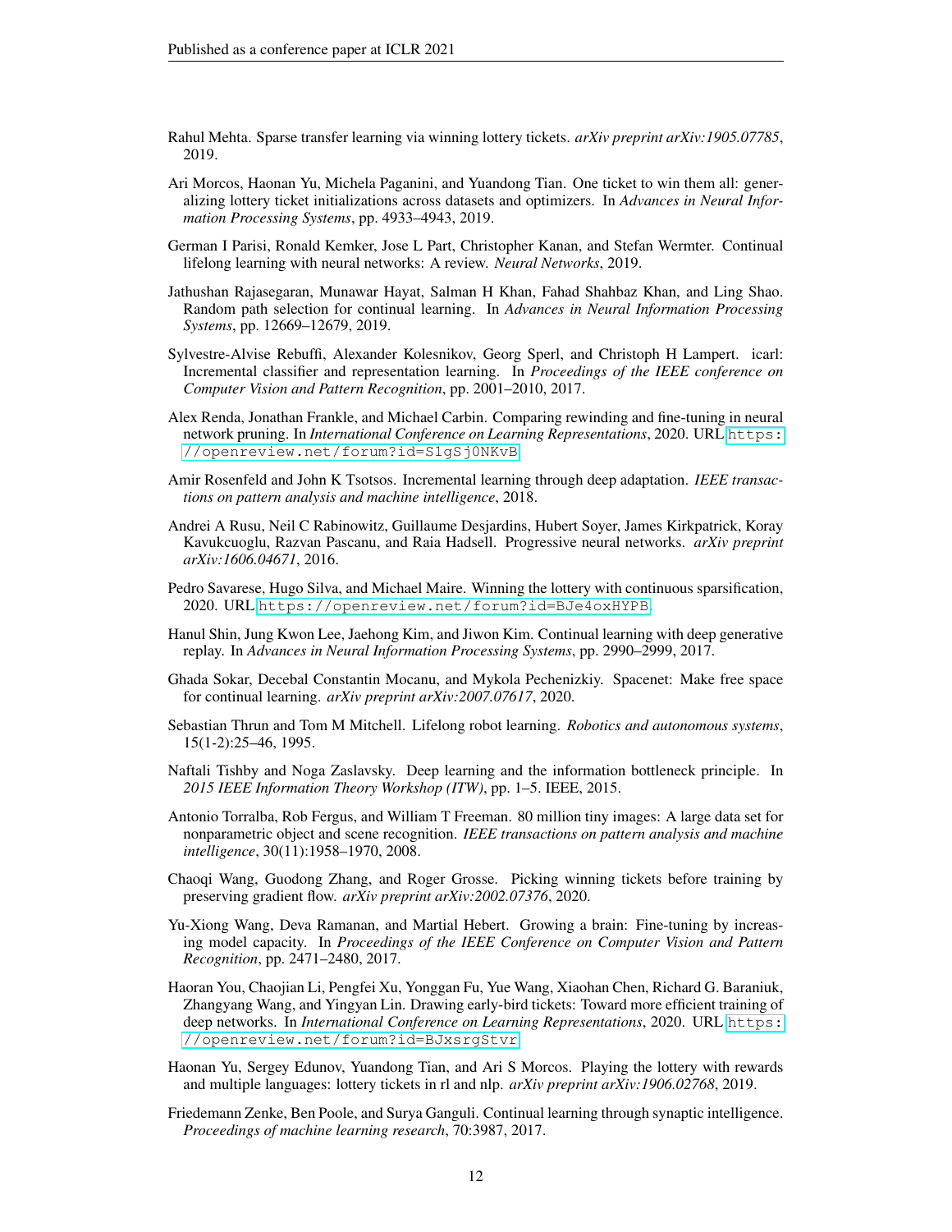Rahul Mehta. Sparse transfer learning via winning lottery tickets. *arXiv preprint arXiv:1905.07785*, 2019.

Ari Morcos, Haonan Yu, Michela Paganini, and Yuandong Tian. One ticket to win them all: generalizing lottery ticket initializations across datasets and optimizers. In *Advances in Neural Information Processing Systems*, pp. 4933–4943, 2019.

German I Parisi, Ronald Kemker, Jose L Part, Christopher Kanan, and Stefan Wermter. Continual lifelong learning with neural networks: A review. *Neural Networks*, 2019.

Jathushan Rajasegaran, Munawar Hayat, Salman H Khan, Fahad Shahbaz Khan, and Ling Shao. Random path selection for continual learning. In *Advances in Neural Information Processing Systems*, pp. 12669–12679, 2019.

Sylvestre-Alvise Rebuffi, Alexander Kolesnikov, Georg Sperl, and Christoph H Lampert. icarl: Incremental classifier and representation learning. In *Proceedings of the IEEE conference on Computer Vision and Pattern Recognition*, pp. 2001–2010, 2017.

Alex Renda, Jonathan Frankle, and Michael Carbin. Comparing rewinding and fine-tuning in neural network pruning. In *International Conference on Learning Representations*, 2020. URL https://openreview.net/forum?id=S1gSj0NKvB.

Amir Rosenfeld and John K Tsotsos. Incremental learning through deep adaptation. *IEEE transactions on pattern analysis and machine intelligence*, 2018.

Andrei A Rusu, Neil C Rabinowitz, Guillaume Desjardins, Hubert Soyer, James Kirkpatrick, Koray Kavukcuoglu, Razvan Pascanu, and Raia Hadsell. Progressive neural networks. *arXiv preprint arXiv:1606.04671*, 2016.

Pedro Savarese, Hugo Silva, and Michael Maire. Winning the lottery with continuous sparsification, 2020. URL https://openreview.net/forum?id=BJe4oxHYPB.

Hanul Shin, Jung Kwon Lee, Jaehong Kim, and Jiwon Kim. Continual learning with deep generative replay. In *Advances in Neural Information Processing Systems*, pp. 2990–2999, 2017.

Ghada Sokar, Decebal Constantin Mocanu, and Mykola Pechenizkiy. Spacenet: Make free space for continual learning. *arXiv preprint arXiv:2007.07617*, 2020.

Sebastian Thrun and Tom M Mitchell. Lifelong robot learning. *Robotics and autonomous systems*, 15(1-2):25–46, 1995.

Naftali Tishby and Noga Zaslavsky. Deep learning and the information bottleneck principle. In *2015 IEEE Information Theory Workshop (ITW)*, pp. 1–5. IEEE, 2015.

Antonio Torralba, Rob Fergus, and William T Freeman. 80 million tiny images: A large data set for nonparametric object and scene recognition. *IEEE transactions on pattern analysis and machine intelligence*, 30(11):1958–1970, 2008.

Chaoqi Wang, Guodong Zhang, and Roger Grosse. Picking winning tickets before training by preserving gradient flow. *arXiv preprint arXiv:2002.07376*, 2020.

Yu-Xiong Wang, Deva Ramanan, and Martial Hebert. Growing a brain: Fine-tuning by increasing model capacity. In *Proceedings of the IEEE Conference on Computer Vision and Pattern Recognition*, pp. 2471–2480, 2017.

Haoran You, Chaojian Li, Pengfei Xu, Yonggan Fu, Yue Wang, Xiaohan Chen, Richard G. Baraniuk, Zhangyang Wang, and Yingyan Lin. Drawing early-bird tickets: Toward more efficient training of deep networks. In *International Conference on Learning Representations*, 2020. URL https://openreview.net/forum?id=BJxsrgStvr.

Haonan Yu, Sergey Edunov, Yuandong Tian, and Ari S Morcos. Playing the lottery with rewards and multiple languages: lottery tickets in rl and nlp. *arXiv preprint arXiv:1906.02768*, 2019.

Friedemann Zenke, Ben Poole, and Surya Ganguli. Continual learning through synaptic intelligence. *Proceedings of machine learning research*, 70:3987, 2017.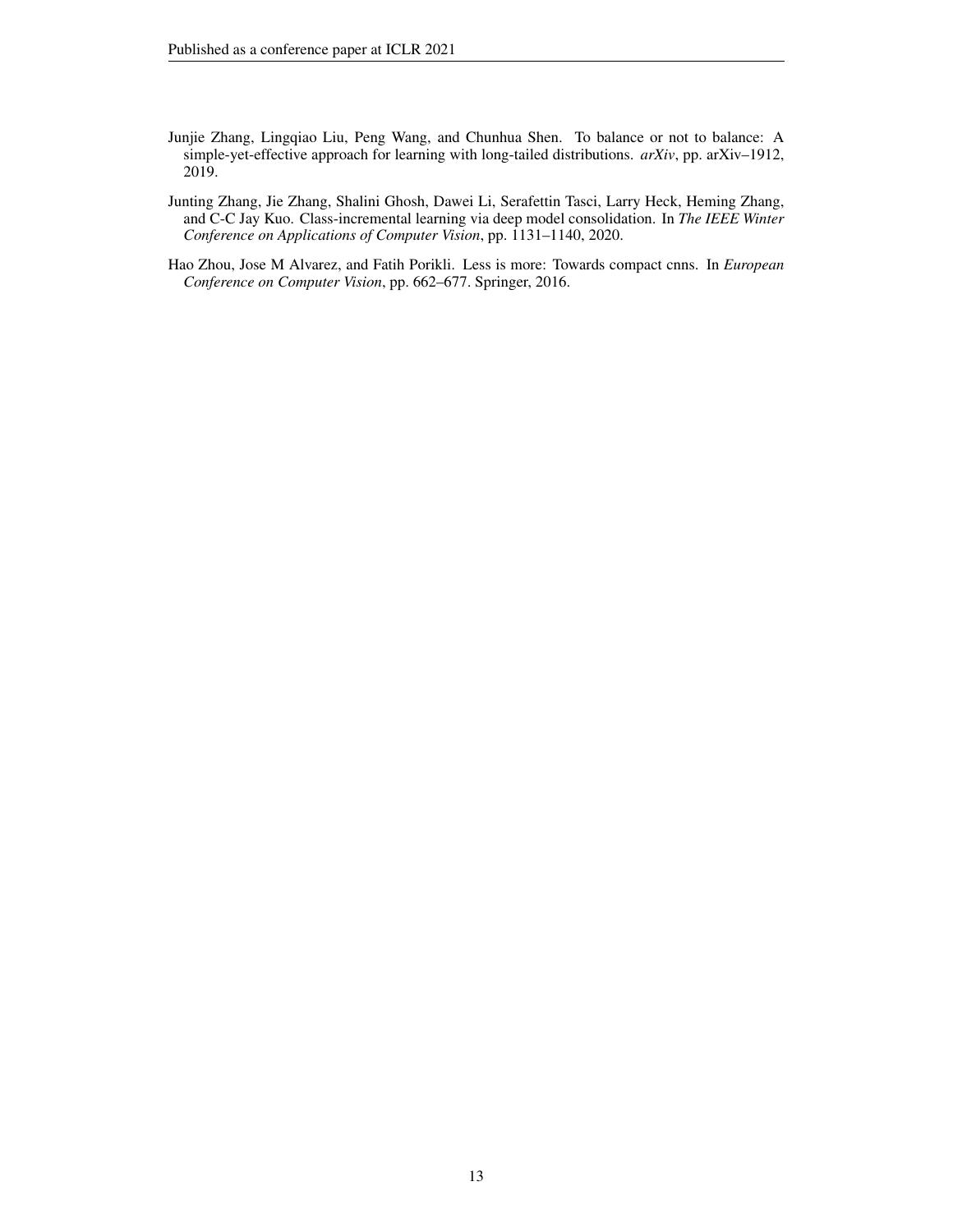Junjie Zhang, Lingqiao Liu, Peng Wang, and Chunhua Shen. To balance or not to balance: A simple-yet-effective approach for learning with long-tailed distributions. *arXiv*, pp. arXiv–1912, 2019.

Junting Zhang, Jie Zhang, Shalini Ghosh, Dawei Li, Serafettin Tasci, Larry Heck, Heming Zhang, and C-C Jay Kuo. Class-incremental learning via deep model consolidation. In *The IEEE Winter Conference on Applications of Computer Vision*, pp. 1131–1140, 2020.

Hao Zhou, Jose M Alvarez, and Fatih Porikli. Less is more: Towards compact cnns. In *European Conference on Computer Vision*, pp. 662–677. Springer, 2016.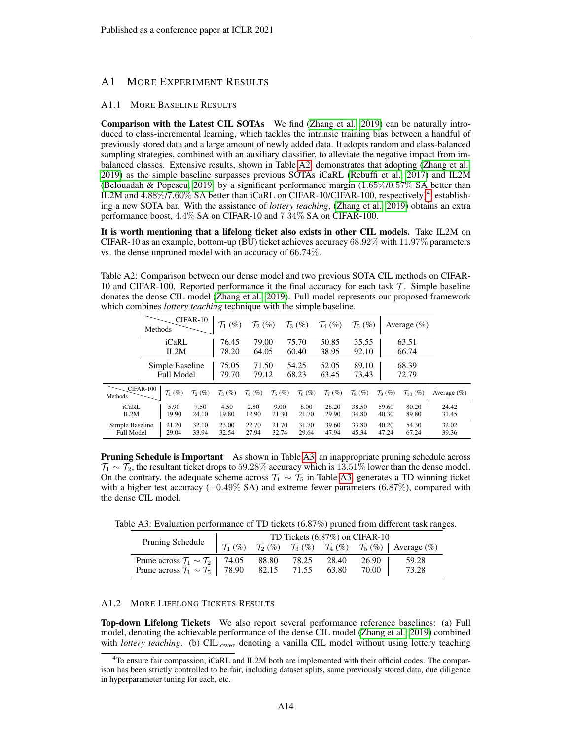## A1 More Experiment Results

### A1.1 More Baseline Results

**Comparison with the Latest CIL SOTAs** We find (Zhang et al., 2019) can be naturally introduced to class-incremental learning, which tackles the intrinsic training bias between a handful of previously stored data and a large amount of newly added data. It adopts random and class-balanced sampling strategies, combined with an auxiliary classifier, to alleviate the negative impact from imbalanced classes. Extensive results, shown in Table A2, demonstrates that adopting (Zhang et al., 2019) as the simple baseline surpasses previous SOTAs iCaRL (Rebuffi et al., 2017) and IL2M (Belouadah & Popescu, 2019) by a significant performance margin (1.65%/0.57% SA better than IL2M and 4.88%/7.60% SA better than iCaRL on CIFAR-10/CIFAR-100, respectively)[4], establishing a new SOTA bar. With the assistance of *lottery teaching*, (Zhang et al., 2019) obtains an extra performance boost, 4.4% SA on CIFAR-10 and 7.34% SA on CIFAR-100.

**It is worth mentioning that a lifelong ticket also exists in other CIL models.** Take IL2M on CIFAR-10 as an example, bottom-up (BU) ticket achieves accuracy 68.92% with 11.97% parameters vs. the dense unpruned model with an accuracy of 66.74%.

Table A2: Comparison between our dense model and two previous SOTA CIL methods on CIFAR-10 and CIFAR-100. Reported performance it the final accuracy for each task $\mathcal{T}$. Simple baseline donates the dense CIL model (Zhang et al., 2019). Full model represents our proposed framework which combines *lottery teaching* technique with the simple baseline.

| Methods \ CIFAR-10 | $\mathcal{T}_1$ (%) | $\mathcal{T}_2$ (%) | $\mathcal{T}_3$ (%) | $\mathcal{T}_4$ (%) | $\mathcal{T}_5$ (%) | Average (%) |
|---|---|---|---|---|---|---|
| iCaRL | 76.45 | 79.00 | 75.70 | 50.85 | 35.55 | 63.51 |
| IL2M | 78.20 | 64.05 | 60.40 | 38.95 | 92.10 | 66.74 |
| Simple Baseline | 75.05 | 71.50 | 54.25 | 52.05 | 89.10 | 68.39 |
| Full Model | 79.70 | 79.12 | 68.23 | 63.45 | 73.43 | 72.79 |

| Methods \ CIFAR-100 | $\mathcal{T}_1$ (%) | $\mathcal{T}_2$ (%) | $\mathcal{T}_3$ (%) | $\mathcal{T}_4$ (%) | $\mathcal{T}_5$ (%) | $\mathcal{T}_6$ (%) | $\mathcal{T}_7$ (%) | $\mathcal{T}_8$ (%) | $\mathcal{T}_9$ (%) | $\mathcal{T}_{10}$ (%) | Average (%) |
|---|---|---|---|---|---|---|---|---|---|---|---|
| iCaRL | 5.90 | 7.50 | 4.50 | 2.80 | 9.00 | 8.00 | 28.20 | 38.50 | 59.60 | 80.20 | 24.42 |
| IL2M | 19.90 | 24.10 | 19.80 | 12.90 | 21.30 | 21.70 | 29.90 | 34.80 | 40.30 | 89.80 | 31.45 |
| Simple Baseline | 21.20 | 32.10 | 23.00 | 22.70 | 21.70 | 31.70 | 39.60 | 33.80 | 40.20 | 54.30 | 32.02 |
| Full Model | 29.04 | 33.94 | 32.54 | 27.94 | 32.74 | 29.64 | 47.94 | 45.34 | 47.24 | 67.24 | 39.36 |

**Pruning Schedule is Important** As shown in Table A3, an inappropriate pruning schedule across $\mathcal{T}_1 \sim \mathcal{T}_2$, the resultant ticket drops to 59.28% accuracy which is 13.51% lower than the dense model. On the contrary, the adequate scheme across $\mathcal{T}_1 \sim \mathcal{T}_5$ in Table A3, generates a TD winning ticket with a higher test accuracy (+0.49% SA) and extreme fewer parameters (6.87%), compared with the dense CIL model.

Table A3: Evaluation performance of TD tickets (6.87%) pruned from different task ranges.

| Pruning Schedule | TD Tickets (6.87%) on CIFAR-10 | | | | | |
|---|---|---|---|---|---|---|
| | $\mathcal{T}_1$ (%) | $\mathcal{T}_2$ (%) | $\mathcal{T}_3$ (%) | $\mathcal{T}_4$ (%) | $\mathcal{T}_5$ (%) | Average (%) |
| Prune across $\mathcal{T}_1 \sim \mathcal{T}_2$ | 74.05 | 88.80 | 78.25 | 28.40 | 26.90 | 59.28 |
| Prune across $\mathcal{T}_1 \sim \mathcal{T}_5$ | 78.90 | 82.15 | 71.55 | 63.80 | 70.00 | 73.28 |

### A1.2 More Lifelong Tickets Results

**Top-down Lifelong Tickets** We also report several performance reference baselines: (a) Full model, denoting the achievable performance of the dense CIL model (Zhang et al., 2019) combined with *lottery teaching*. (b) $\text{CIL}_{\text{lower}}$ denoting a vanilla CIL model without using lottery teaching

[4] To ensure fair compassion, iCaRL and IL2M both are implemented with their official codes. The comparison has been strictly controlled to be fair, including dataset splits, same previously stored data, due diligence in hyperparameter tuning for each, etc.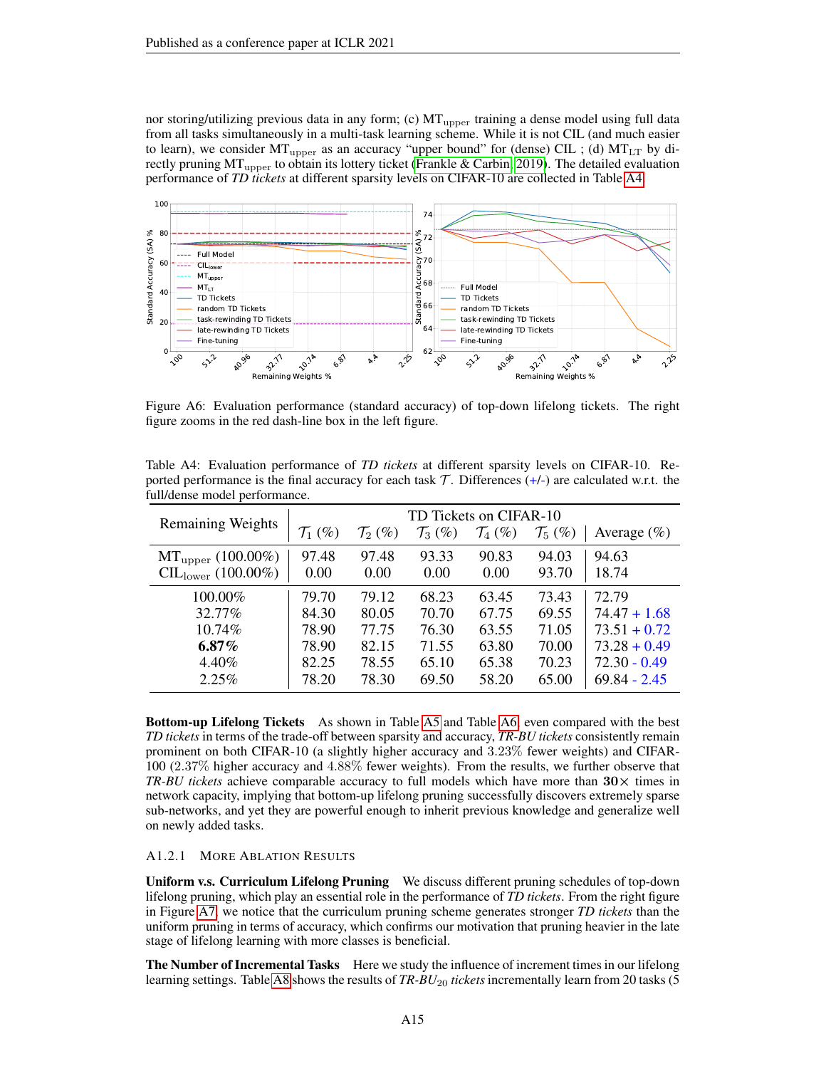nor storing/utilizing previous data in any form; (c) $\text{MT}_{\text{upper}}$ training a dense model using full data from all tasks simultaneously in a multi-task learning scheme. While it is not CIL (and much easier to learn), we consider $\text{MT}_{\text{upper}}$ as an accuracy "upper bound" for (dense) CIL ; (d) $\text{MT}_{\text{LT}}$ by directly pruning $\text{MT}_{\text{upper}}$ to obtain its lottery ticket (Frankle & Carbin, 2019). The detailed evaluation performance of *TD tickets* at different sparsity levels on CIFAR-10 are collected in Table A4.

Figure A6: Evaluation performance (standard accuracy) of top-down lifelong tickets. The right figure zooms in the red dash-line box in the left figure.

Table A4: Evaluation performance of *TD tickets* at different sparsity levels on CIFAR-10. Reported performance is the final accuracy for each task $\mathcal{T}$. Differences (+/-) are calculated w.r.t. the full/dense model performance.

| Remaining Weights | TD Tickets on CIFAR-10 | | | | | |
|---|---|---|---|---|---|---|
| | $\mathcal{T}_1$ (%) | $\mathcal{T}_2$ (%) | $\mathcal{T}_3$ (%) | $\mathcal{T}_4$ (%) | $\mathcal{T}_5$ (%) | Average (%) |
| $\text{MT}_{\text{upper}}$ (100.00%) | 97.48 | 97.48 | 93.33 | 90.83 | 94.03 | 94.63 |
| $\text{CIL}_{\text{lower}}$ (100.00%) | 0.00 | 0.00 | 0.00 | 0.00 | 93.70 | 18.74 |
| 100.00% | 79.70 | 79.12 | 68.23 | 63.45 | 73.43 | 72.79 |
| 32.77% | 84.30 | 80.05 | 70.70 | 67.75 | 69.55 | 74.47 + 1.68 |
| 10.74% | 78.90 | 77.75 | 76.30 | 63.55 | 71.05 | 73.51 + 0.72 |
| **6.87%** | 78.90 | 82.15 | 71.55 | 63.80 | 70.00 | 73.28 + 0.49 |
| 4.40% | 82.25 | 78.55 | 65.10 | 65.38 | 70.23 | 72.30 - 0.49 |
| 2.25% | 78.20 | 78.30 | 69.50 | 58.20 | 65.00 | 69.84 - 2.45 |

**Bottom-up Lifelong Tickets** As shown in Table A5 and Table A6, even compared with the best *TD tickets* in terms of the trade-off between sparsity and accuracy, *TR-BU tickets* consistently remain prominent on both CIFAR-10 (a slightly higher accuracy and $3.23\%$ fewer weights) and CIFAR-100 (2.37% higher accuracy and $4.88\%$ fewer weights). From the results, we further observe that *TR-BU tickets* achieve comparable accuracy to full models which have more than $\mathbf{30}\times$ times in network capacity, implying that bottom-up lifelong pruning successfully discovers extremely sparse sub-networks, and yet they are powerful enough to inherit previous knowledge and generalize well on newly added tasks.

### A1.2.1 More Ablation Results

**Uniform v.s. Curriculum Lifelong Pruning** We discuss different pruning schedules of top-down lifelong pruning, which play an essential role in the performance of *TD tickets*. From the right figure in Figure A7, we notice that the curriculum pruning scheme generates stronger *TD tickets* than the uniform pruning in terms of accuracy, which confirms our motivation that pruning heavier in the late stage of lifelong learning with more classes is beneficial.

**The Number of Incremental Tasks** Here we study the influence of increment times in our lifelong learning settings. Table A8 shows the results of *TR-BU*$_{20}$ *tickets* incrementally learn from 20 tasks (5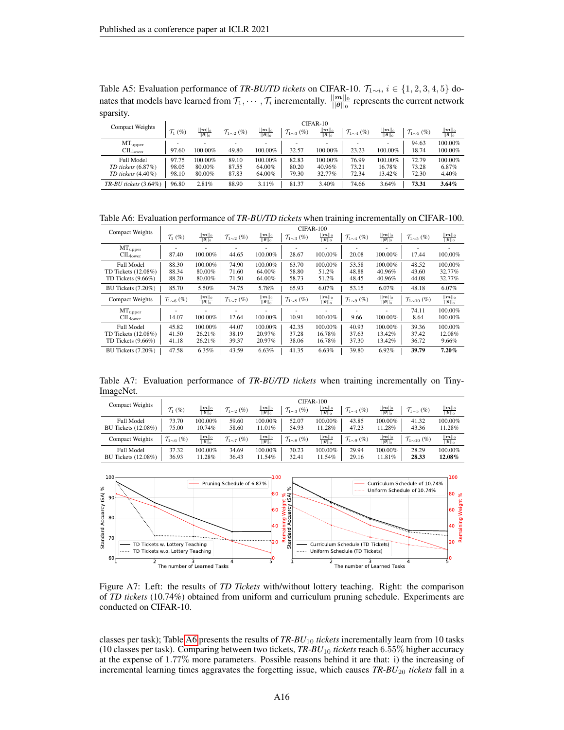Table A5: Evaluation performance of *TR-BU/TD tickets* on CIFAR-10. $\mathcal{T}_{1\sim i}$, $i \in \{1,2,3,4,5\}$ donates that models have learned from $\mathcal{T}_1, \cdots, \mathcal{T}_i$ incrementally. $\frac{||\boldsymbol{m}||_0}{||\boldsymbol{\theta}||_0}$ represents the current network sparsity.

| Compact Weights | CIFAR-10 | | | | | | | | | |
|---|---|---|---|---|---|---|---|---|---|---|
| | $\mathcal{T}_1$ (%) | $\frac{\|\|\boldsymbol{m}\|\|_0}{\|\|\boldsymbol{\theta}\|\|_0}$ | $\mathcal{T}_{1\sim2}$ (%) | $\frac{\|\|\boldsymbol{m}\|\|_0}{\|\|\boldsymbol{\theta}\|\|_0}$ | $\mathcal{T}_{1\sim3}$ (%) | $\frac{\|\|\boldsymbol{m}\|\|_0}{\|\|\boldsymbol{\theta}\|\|_0}$ | $\mathcal{T}_{1\sim4}$ (%) | $\frac{\|\|\boldsymbol{m}\|\|_0}{\|\|\boldsymbol{\theta}\|\|_0}$ | $\mathcal{T}_{1\sim5}$ (%) | $\frac{\|\|\boldsymbol{m}\|\|_0}{\|\|\boldsymbol{\theta}\|\|_0}$ |
| $\text{MT}_{\text{upper}}$ | - | - | - | - | - | - | - | - | 94.63 | 100.00% |
| $\text{CIL}_{\text{lower}}$ | 97.60 | 100.00% | 49.80 | 100.00% | 32.57 | 100.00% | 23.23 | 100.00% | 18.74 | 100.00% |
| Full Model | 97.75 | 100.00% | 89.10 | 100.00% | 82.83 | 100.00% | 76.99 | 100.00% | 72.79 | 100.00% |
| *TD tickets* (6.87%) | 98.05 | 80.00% | 87.55 | 64.00% | 80.20 | 40.96% | 73.21 | 16.78% | 73.28 | 6.87% |
| *TD tickets* (4.40%) | 98.10 | 80.00% | 87.83 | 64.00% | 79.30 | 32.77% | 72.34 | 13.42% | 72.30 | 4.40% |
| *TR-BU tickets* (3.64%) | 96.80 | 2.81% | 88.90 | 3.11% | 81.37 | 3.40% | 74.66 | 3.64% | **73.31** | **3.64%** |

Table A6: Evaluation performance of *TR-BU/TD tickets* when training incrementally on CIFAR-100.

| Compact Weights | CIFAR-100 | | | | | | | | | |
|---|---|---|---|---|---|---|---|---|---|---|
| | $\mathcal{T}_1$ (%) | $\frac{\|\|\boldsymbol{m}\|\|_0}{\|\|\boldsymbol{\theta}\|\|_0}$ | $\mathcal{T}_{1\sim2}$ (%) | $\frac{\|\|\boldsymbol{m}\|\|_0}{\|\|\boldsymbol{\theta}\|\|_0}$ | $\mathcal{T}_{1\sim3}$ (%) | $\frac{\|\|\boldsymbol{m}\|\|_0}{\|\|\boldsymbol{\theta}\|\|_0}$ | $\mathcal{T}_{1\sim4}$ (%) | $\frac{\|\|\boldsymbol{m}\|\|_0}{\|\|\boldsymbol{\theta}\|\|_0}$ | $\mathcal{T}_{1\sim5}$ (%) | $\frac{\|\|\boldsymbol{m}\|\|_0}{\|\|\boldsymbol{\theta}\|\|_0}$ |
| $\text{MT}_{\text{upper}}$ | - | - | - | - | - | - | - | - | - | - |
| $\text{CIL}_{\text{lower}}$ | 87.40 | 100.00% | 44.65 | 100.00% | 28.67 | 100.00% | 20.08 | 100.00% | 17.44 | 100.00% |
| Full Model | 88.30 | 100.00% | 74.90 | 100.00% | 63.70 | 100.00% | 53.58 | 100.00% | 48.52 | 100.00% |
| TD Tickets (12.08%) | 88.34 | 80.00% | 71.60 | 64.00% | 58.80 | 51.2% | 48.88 | 40.96% | 43.60 | 32.77% |
| TD Tickets (9.66%) | 88.20 | 80.00% | 71.50 | 64.00% | 58.73 | 51.2% | 48.45 | 40.96% | 44.08 | 32.77% |
| BU Tickets (7.20%) | 85.70 | 5.50% | 74.75 | 5.78% | 65.93 | 6.07% | 53.15 | 6.07% | 48.18 | 6.07% |
| Compact Weights | $\mathcal{T}_{1\sim6}$ (%) | $\frac{\|\|\boldsymbol{m}\|\|_0}{\|\|\boldsymbol{\theta}\|\|_0}$ | $\mathcal{T}_{1\sim7}$ (%) | $\frac{\|\|\boldsymbol{m}\|\|_0}{\|\|\boldsymbol{\theta}\|\|_0}$ | $\mathcal{T}_{1\sim8}$ (%) | $\frac{\|\|\boldsymbol{m}\|\|_0}{\|\|\boldsymbol{\theta}\|\|_0}$ | $\mathcal{T}_{1\sim9}$ (%) | $\frac{\|\|\boldsymbol{m}\|\|_0}{\|\|\boldsymbol{\theta}\|\|_0}$ | $\mathcal{T}_{1\sim10}$ (%) | $\frac{\|\|\boldsymbol{m}\|\|_0}{\|\|\boldsymbol{\theta}\|\|_0}$ |
| $\text{MT}_{\text{upper}}$ | - | - | - | - | - | - | - | - | 74.11 | 100.00% |
| $\text{CIL}_{\text{lower}}$ | 14.07 | 100.00% | 12.64 | 100.00% | 10.91 | 100.00% | 9.66 | 100.00% | 8.64 | 100.00% |
| Full Model | 45.82 | 100.00% | 44.07 | 100.00% | 42.35 | 100.00% | 40.93 | 100.00% | 39.36 | 100.00% |
| TD Tickets (12.08%) | 41.50 | 26.21% | 38.19 | 20.97% | 37.28 | 16.78% | 37.63 | 13.42% | 37.42 | 12.08% |
| TD Tickets (9.66%) | 41.18 | 26.21% | 39.37 | 20.97% | 38.06 | 16.78% | 37.30 | 13.42% | 36.72 | 9.66% |
| BU Tickets (7.20%) | 47.58 | 6.35% | 43.59 | 6.63% | 41.35 | 6.63% | 39.80 | 6.92% | **39.79** | **7.20%** |

Table A7: Evaluation performance of *TR-BU/TD tickets* when training incrementally on Tiny-ImageNet.

| Compact Weights | CIFAR-100 | | | | | | | | | |
|---|---|---|---|---|---|---|---|---|---|---|
| | $\mathcal{T}_1$ (%) | $\frac{\|\|\boldsymbol{m}\|\|_0}{\|\|\boldsymbol{\theta}\|\|_0}$ | $\mathcal{T}_{1\sim2}$ (%) | $\frac{\|\|\boldsymbol{m}\|\|_0}{\|\|\boldsymbol{\theta}\|\|_0}$ | $\mathcal{T}_{1\sim3}$ (%) | $\frac{\|\|\boldsymbol{m}\|\|_0}{\|\|\boldsymbol{\theta}\|\|_0}$ | $\mathcal{T}_{1\sim4}$ (%) | $\frac{\|\|\boldsymbol{m}\|\|_0}{\|\|\boldsymbol{\theta}\|\|_0}$ | $\mathcal{T}_{1\sim5}$ (%) | $\frac{\|\|\boldsymbol{m}\|\|_0}{\|\|\boldsymbol{\theta}\|\|_0}$ |
| Full Model | 73.70 | 100.00% | 59.60 | 100.00% | 52.07 | 100.00% | 43.85 | 100.00% | 41.32 | 100.00% |
| BU Tickets (12.08%) | 75.00 | 10.74% | 58.60 | 11.01% | 54.93 | 11.28% | 47.23 | 11.28% | 43.36 | 11.28% |
| Compact Weights | $\mathcal{T}_{1\sim6}$ (%) | $\frac{\|\|\boldsymbol{m}\|\|_0}{\|\|\boldsymbol{\theta}\|\|_0}$ | $\mathcal{T}_{1\sim7}$ (%) | $\frac{\|\|\boldsymbol{m}\|\|_0}{\|\|\boldsymbol{\theta}\|\|_0}$ | $\mathcal{T}_{1\sim8}$ (%) | $\frac{\|\|\boldsymbol{m}\|\|_0}{\|\|\boldsymbol{\theta}\|\|_0}$ | $\mathcal{T}_{1\sim9}$ (%) | $\frac{\|\|\boldsymbol{m}\|\|_0}{\|\|\boldsymbol{\theta}\|\|_0}$ | $\mathcal{T}_{1\sim10}$ (%) | $\frac{\|\|\boldsymbol{m}\|\|_0}{\|\|\boldsymbol{\theta}\|\|_0}$ |
| Full Model | 37.32 | 100.00% | 34.69 | 100.00% | 30.23 | 100.00% | 29.94 | 100.00% | 28.29 | 100.00% |
| BU Tickets (12.08%) | 36.93 | 11.28% | 36.43 | 11.54% | 32.41 | 11.54% | 29.16 | 11.81% | **28.33** | **12.08%** |

Figure A7: Left: the results of *TD Tickets* with/without lottery teaching. Right: the comparison of *TD tickets* (10.74%) obtained from uniform and curriculum pruning schedule. Experiments are conducted on CIFAR-10.

classes per task); Table A6 presents the results of *TR-BU*$_{10}$ *tickets* incrementally learn from 10 tasks (10 classes per task). Comparing between two tickets, *TR-BU*$_{10}$ *tickets* reach 6.55% higher accuracy at the expense of 1.77% more parameters. Possible reasons behind it are that: i) the increasing of incremental learning times aggravates the forgetting issue, which causes *TR-BU*$_{20}$ *tickets* fall in a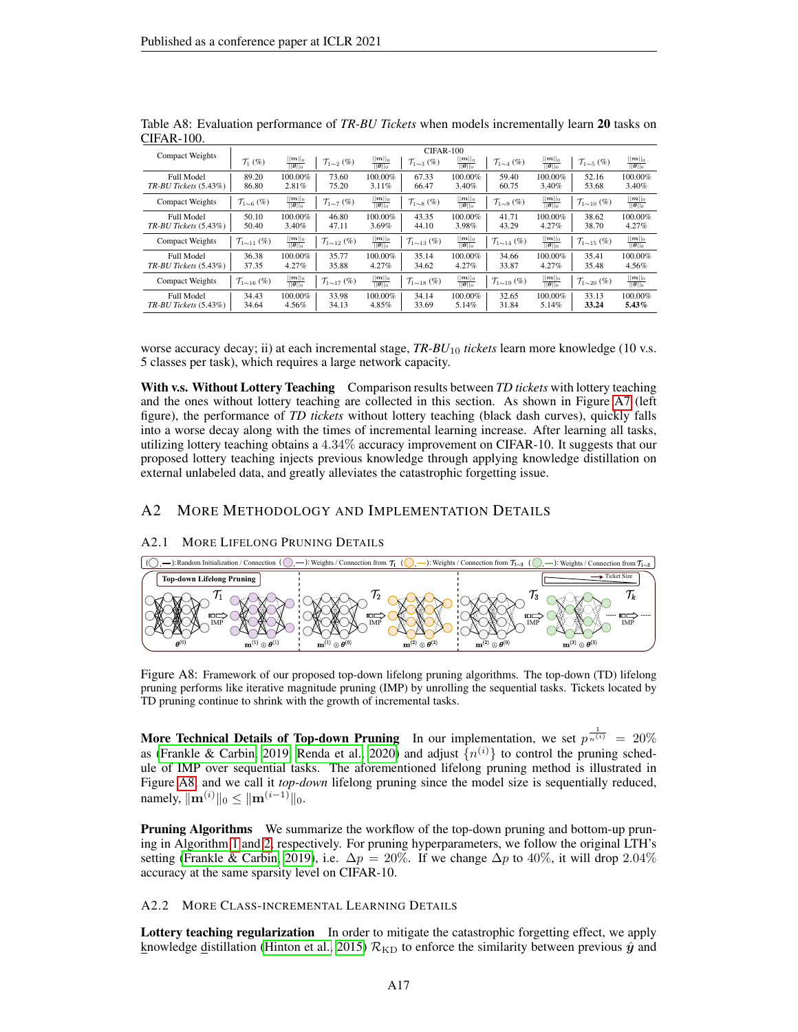Table A8: Evaluation performance of *TR-BU Tickets* when models incrementally learn **20** tasks on CIFAR-100.

| Compact Weights | $\mathcal{T}_1$ (%) | $\frac{\|\|\boldsymbol{m}\|\|_0}{\|\|\boldsymbol{\theta}\|\|_0}$ | $\mathcal{T}_{1\sim2}$ (%) | $\frac{\|\|\boldsymbol{m}\|\|_0}{\|\|\boldsymbol{\theta}\|\|_0}$ | $\mathcal{T}_{1\sim3}$ (%) | $\frac{\|\|\boldsymbol{m}\|\|_0}{\|\|\boldsymbol{\theta}\|\|_0}$ | $\mathcal{T}_{1\sim4}$ (%) | $\frac{\|\|\boldsymbol{m}\|\|_0}{\|\|\boldsymbol{\theta}\|\|_0}$ | $\mathcal{T}_{1\sim5}$ (%) | $\frac{\|\|\boldsymbol{m}\|\|_0}{\|\|\boldsymbol{\theta}\|\|_0}$ |
|---|---|---|---|---|---|---|---|---|---|---|
| Full Model | 89.20 | 100.00% | 73.60 | 100.00% | 67.33 | 100.00% | 59.40 | 100.00% | 52.16 | 100.00% |
| *TR-BU Tickets* (5.43%) | 86.80 | 2.81% | 75.20 | 3.11% | 66.47 | 3.40% | 60.75 | 3.40% | 53.68 | 3.40% |
| **Compact Weights** | $\mathcal{T}_{1\sim6}$ (%) | $\frac{\|\|\boldsymbol{m}\|\|_0}{\|\|\boldsymbol{\theta}\|\|_0}$ | $\mathcal{T}_{1\sim7}$ (%) | $\frac{\|\|\boldsymbol{m}\|\|_0}{\|\|\boldsymbol{\theta}\|\|_0}$ | $\mathcal{T}_{1\sim8}$ (%) | $\frac{\|\|\boldsymbol{m}\|\|_0}{\|\|\boldsymbol{\theta}\|\|_0}$ | $\mathcal{T}_{1\sim9}$ (%) | $\frac{\|\|\boldsymbol{m}\|\|_0}{\|\|\boldsymbol{\theta}\|\|_0}$ | $\mathcal{T}_{1\sim10}$ (%) | $\frac{\|\|\boldsymbol{m}\|\|_0}{\|\|\boldsymbol{\theta}\|\|_0}$ |
| Full Model | 50.10 | 100.00% | 46.80 | 100.00% | 43.35 | 100.00% | 41.71 | 100.00% | 38.62 | 100.00% |
| *TR-BU Tickets* (5.43%) | 50.40 | 3.40% | 47.11 | 3.69% | 44.10 | 3.98% | 43.29 | 4.27% | 38.70 | 4.27% |
| **Compact Weights** | $\mathcal{T}_{1\sim11}$ (%) | $\frac{\|\|\boldsymbol{m}\|\|_0}{\|\|\boldsymbol{\theta}\|\|_0}$ | $\mathcal{T}_{1\sim12}$ (%) | $\frac{\|\|\boldsymbol{m}\|\|_0}{\|\|\boldsymbol{\theta}\|\|_0}$ | $\mathcal{T}_{1\sim13}$ (%) | $\frac{\|\|\boldsymbol{m}\|\|_0}{\|\|\boldsymbol{\theta}\|\|_0}$ | $\mathcal{T}_{1\sim14}$ (%) | $\frac{\|\|\boldsymbol{m}\|\|_0}{\|\|\boldsymbol{\theta}\|\|_0}$ | $\mathcal{T}_{1\sim15}$ (%) | $\frac{\|\|\boldsymbol{m}\|\|_0}{\|\|\boldsymbol{\theta}\|\|_0}$ |
| Full Model | 36.38 | 100.00% | 35.77 | 100.00% | 35.14 | 100.00% | 34.66 | 100.00% | 35.41 | 100.00% |
| *TR-BU Tickets* (5.43%) | 37.35 | 4.27% | 35.88 | 4.27% | 34.62 | 4.27% | 33.87 | 4.27% | 35.48 | 4.56% |
| **Compact Weights** | $\mathcal{T}_{1\sim16}$ (%) | $\frac{\|\|\boldsymbol{m}\|\|_0}{\|\|\boldsymbol{\theta}\|\|_0}$ | $\mathcal{T}_{1\sim17}$ (%) | $\frac{\|\|\boldsymbol{m}\|\|_0}{\|\|\boldsymbol{\theta}\|\|_0}$ | $\mathcal{T}_{1\sim18}$ (%) | $\frac{\|\|\boldsymbol{m}\|\|_0}{\|\|\boldsymbol{\theta}\|\|_0}$ | $\mathcal{T}_{1\sim19}$ (%) | $\frac{\|\|\boldsymbol{m}\|\|_0}{\|\|\boldsymbol{\theta}\|\|_0}$ | $\mathcal{T}_{1\sim20}$ (%) | $\frac{\|\|\boldsymbol{m}\|\|_0}{\|\|\boldsymbol{\theta}\|\|_0}$ |
| Full Model | 34.43 | 100.00% | 33.98 | 100.00% | 34.14 | 100.00% | 32.65 | 100.00% | 33.13 | 100.00% |
| *TR-BU Tickets* (5.43%) | 34.64 | 4.56% | 34.13 | 4.85% | 33.69 | 5.14% | 31.84 | 5.14% | **33.24** | **5.43%** |

worse accuracy decay; ii) at each incremental stage, *TR-BU*$_{10}$ *tickets* learn more knowledge (10 v.s. 5 classes per task), which requires a large network capacity.

**With v.s. Without Lottery Teaching** Comparison results between *TD tickets* with lottery teaching and the ones without lottery teaching are collected in this section. As shown in Figure A7 (left figure), the performance of *TD tickets* without lottery teaching (black dash curves), quickly falls into a worse decay along with the times of incremental learning increase. After learning all tasks, utilizing lottery teaching obtains a 4.34% accuracy improvement on CIFAR-10. It suggests that our proposed lottery teaching injects previous knowledge through applying knowledge distillation on external unlabeled data, and greatly alleviates the catastrophic forgetting issue.

## A2 More Methodology and Implementation Details

### A2.1 More Lifelong Pruning Details

Figure A8: Framework of our proposed top-down lifelong pruning algorithms. The top-down (TD) lifelong pruning performs like iterative magnitude pruning (IMP) by unrolling the sequential tasks. Tickets located by TD pruning continue to shrink with the growth of incremental tasks.

**More Technical Details of Top-down Pruning** In our implementation, we set $p^{\frac{1}{n^{(i)}}} = 20\%$ as (Frankle & Carbin, 2019; Renda et al., 2020) and adjust $\{n^{(i)}\}$ to control the pruning schedule of IMP over sequential tasks. The aforementioned lifelong pruning method is illustrated in Figure A8, and we call it *top-down* lifelong pruning since the model size is sequentially reduced, namely, $\|\mathbf{m}^{(i)}\|_0 \leq \|\mathbf{m}^{(i-1)}\|_0$.

**Pruning Algorithms** We summarize the workflow of the top-down pruning and bottom-up pruning in Algorithm 1 and 2, respectively. For pruning hyperparameters, we follow the original LTH's setting (Frankle & Carbin, 2019), i.e. $\Delta p = 20\%$. If we change $\Delta p$ to 40%, it will drop 2.04% accuracy at the same sparsity level on CIFAR-10.

### A2.2 More Class-Incremental Learning Details

**Lottery teaching regularization** In order to mitigate the catastrophic forgetting effect, we apply knowledge distillation (Hinton et al., 2015) $\mathcal{R}_{\text{KD}}$ to enforce the similarity between previous $\hat{\boldsymbol{y}}$ and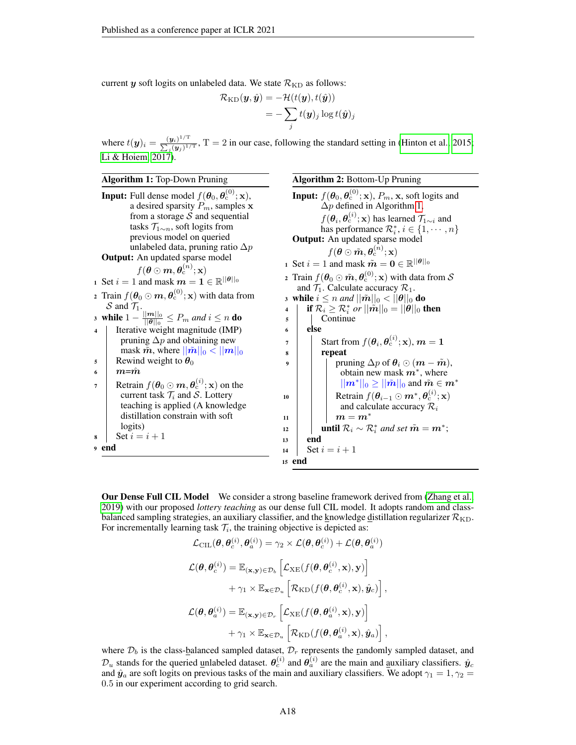current $\boldsymbol{y}$ soft logits on unlabeled data. We state $\mathcal{R}_{\text{KD}}$ as follows:

$$
\begin{aligned}
\mathcal{R}_{\text{KD}}(\boldsymbol{y}, \hat{\boldsymbol{y}}) &= -\mathcal{H}(t(\boldsymbol{y}), t(\hat{\boldsymbol{y}})) \\
&= -\sum_j t(\boldsymbol{y})_j \log t(\hat{\boldsymbol{y}})_j
\end{aligned}
$$

where $t(\boldsymbol{y})_i = \frac{(\boldsymbol{y}_i)^{1/\text{T}}}{\sum_j (\boldsymbol{y}_j)^{1/\text{T}}}$, $\text{T} = 2$ in our case, following the standard setting in (Hinton et al., 2015; Li & Hoiem, 2017).

**Algorithm 1:** Top-Down Pruning

**Input:** Full dense model $f(\boldsymbol{\theta}_0, \boldsymbol{\theta}_c^{(0)}; \mathbf{x})$, a desired sparsity $P_m$, samples $\mathbf{x}$ from a storage $\mathcal{S}$ and sequential tasks $\mathcal{T}_{1\sim n}$, soft logits from previous model on queried unlabeled data, pruning ratio $\Delta p$

**Output:** An updated sparse model $f(\boldsymbol{\theta} \odot \boldsymbol{m}, \boldsymbol{\theta}_c^{(n)}; \mathbf{x})$

1. Set $i = 1$ and mask $\boldsymbol{m} = \mathbf{1} \in \mathbb{R}^{||\boldsymbol{\theta}||_0}$
2. Train $f(\boldsymbol{\theta}_0 \odot \boldsymbol{m}, \boldsymbol{\theta}_c^{(0)}; \mathbf{x})$ with data from $\mathcal{S}$ and $\mathcal{T}_1$.
3. **while** $1 - \frac{||\boldsymbol{m}||_0}{||\boldsymbol{\theta}||_0} \leq P_m$ *and* $i \leq n$ **do**
4. Iterative weight magnitude (IMP) pruning $\Delta p$ and obtaining new mask $\hat{\boldsymbol{m}}$, where $||\hat{\boldsymbol{m}}||_0 < ||\boldsymbol{m}||_0$
5. Rewind weight to $\boldsymbol{\theta}_0$
6. $\boldsymbol{m}$=$\hat{\boldsymbol{m}}$
7. Retrain $f(\boldsymbol{\theta}_0 \odot \boldsymbol{m}, \boldsymbol{\theta}_c^{(i)}; \mathbf{x})$ on the current task $\mathcal{T}_i$ and $\mathcal{S}$. Lottery teaching is applied (A knowledge distillation constrain with soft logits)
8. Set $i = i + 1$
9. **end**

**Algorithm 2:** Bottom-Up Pruning

**Input:** $f(\boldsymbol{\theta}_0, \boldsymbol{\theta}_c^{(0)}; \mathbf{x})$, $P_m$, $\mathbf{x}$, soft logits and $\Delta p$ defined in Algorithm 1.
$f(\boldsymbol{\theta}_i, \boldsymbol{\theta}_c^{(i)}; \mathbf{x})$ has learned $\mathcal{T}_{1\sim i}$ and has performance $\mathcal{R}_i^*, i \in \{1, \cdots, n\}$

**Output:** An updated sparse model $f(\boldsymbol{\theta} \odot \tilde{\boldsymbol{m}}, \boldsymbol{\theta}_c^{(n)}; \mathbf{x})$

1. Set $i = 1$ and mask $\tilde{\boldsymbol{m}} = \mathbf{0} \in \mathbb{R}^{||\boldsymbol{\theta}||_0}$
2. Train $f(\boldsymbol{\theta}_0 \odot \tilde{\boldsymbol{m}}, \boldsymbol{\theta}_c^{(0)}; \mathbf{x})$ with data from $\mathcal{S}$ and $\mathcal{T}_1$. Calculate accuracy $\mathcal{R}_1$.
3. **while** $i \leq n$ *and* $||\tilde{\boldsymbol{m}}||_0 < ||\boldsymbol{\theta}||_0$ **do**
4. **if** $\mathcal{R}_i \geq \mathcal{R}_i^*$ *or* $||\tilde{\boldsymbol{m}}||_0 = ||\boldsymbol{\theta}||_0$ **then**
5. Continue
6. **else**
7. Start from $f(\boldsymbol{\theta}_i, \boldsymbol{\theta}_c^{(i)}; \mathbf{x})$, $\boldsymbol{m} = \mathbf{1}$
8. **repeat**
9. pruning $\Delta p$ of $\boldsymbol{\theta}_i \odot (\boldsymbol{m} - \tilde{\boldsymbol{m}})$, obtain new mask $\boldsymbol{m}^*$, where $||\boldsymbol{m}^*||_0 \geq ||\tilde{\boldsymbol{m}}||_0$ and $\tilde{\boldsymbol{m}} \in \boldsymbol{m}^*$
10. Retrain $f(\boldsymbol{\theta}_{i-1} \odot \boldsymbol{m}^*, \boldsymbol{\theta}_c^{(i)}; \mathbf{x})$ and calculate accuracy $\mathcal{R}_i$
11. $\boldsymbol{m} = \boldsymbol{m}^*$
12. **until** $\mathcal{R}_i \sim \mathcal{R}_i^*$ *and set* $\tilde{\boldsymbol{m}} = \boldsymbol{m}^*$;
13. **end**
14. Set $i = i + 1$
15. **end**

**Our Dense Full CIL Model** We consider a strong baseline framework derived from (Zhang et al., 2019) with our proposed *lottery teaching* as our dense full CIL model. It adopts random and class-balanced sampling strategies, an auxiliary classifier, and the knowledge distillation regularizer $\mathcal{R}_{\text{KD}}$. For incrementally learning task $\mathcal{T}_i$, the training objective is depicted as:

$$
\mathcal{L}_{\text{CIL}}(\boldsymbol{\theta}, \boldsymbol{\theta}_c^{(i)}, \boldsymbol{\theta}_a^{(i)}) = \gamma_2 \times \mathcal{L}(\boldsymbol{\theta}, \boldsymbol{\theta}_c^{(i)}) + \mathcal{L}(\boldsymbol{\theta}, \boldsymbol{\theta}_a^{(i)})
$$

$$
\begin{aligned}
\mathcal{L}(\boldsymbol{\theta}, \boldsymbol{\theta}_c^{(i)}) &= \mathbb{E}_{(\mathbf{x},\mathbf{y})\in\mathcal{D}_b}\left[\mathcal{L}_{\text{XE}}(f(\boldsymbol{\theta}, \boldsymbol{\theta}_c^{(i)}, \mathbf{x}), \mathbf{y})\right] \\
&\quad + \gamma_1 \times \mathbb{E}_{\mathbf{x}\in\mathcal{D}_u}\left[\mathcal{R}_{\text{KD}}(f(\boldsymbol{\theta}, \boldsymbol{\theta}_c^{(i)}, \mathbf{x}), \hat{\boldsymbol{y}}_c)\right],
\end{aligned}
$$

$$
\begin{aligned}
\mathcal{L}(\boldsymbol{\theta}, \boldsymbol{\theta}_a^{(i)}) &= \mathbb{E}_{(\mathbf{x},\mathbf{y})\in\mathcal{D}_r}\left[\mathcal{L}_{\text{XE}}(f(\boldsymbol{\theta}, \boldsymbol{\theta}_a^{(i)}, \mathbf{x}), \mathbf{y})\right] \\
&\quad + \gamma_1 \times \mathbb{E}_{\mathbf{x}\in\mathcal{D}_u}\left[\mathcal{R}_{\text{KD}}(f(\boldsymbol{\theta}, \boldsymbol{\theta}_a^{(i)}, \mathbf{x}), \hat{\boldsymbol{y}}_a)\right],
\end{aligned}
$$

where $\mathcal{D}_b$ is the class-balanced sampled dataset, $\mathcal{D}_r$ represents the randomly sampled dataset, and $\mathcal{D}_u$ stands for the queried unlabeled dataset. $\boldsymbol{\theta}_c^{(i)}$ and $\boldsymbol{\theta}_a^{(i)}$ are the main and auxiliary classifiers. $\hat{\boldsymbol{y}}_c$ and $\hat{\boldsymbol{y}}_a$ are soft logits on previous tasks of the main and auxiliary classifiers. We adopt $\gamma_1 = 1, \gamma_2 = 0.5$ in our experiment according to grid search.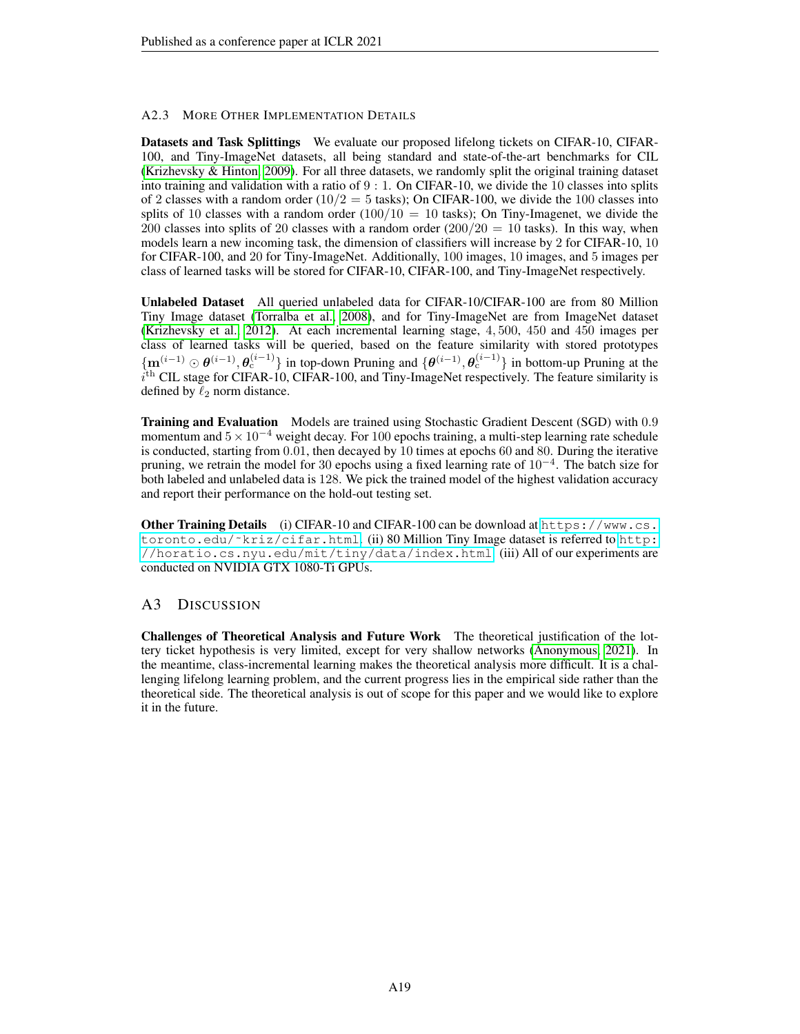### A2.3 More Other Implementation Details

**Datasets and Task Splittings** We evaluate our proposed lifelong tickets on CIFAR-10, CIFAR-100, and Tiny-ImageNet datasets, all being standard and state-of-the-art benchmarks for CIL (Krizhevsky & Hinton, 2009). For all three datasets, we randomly split the original training dataset into training and validation with a ratio of $9:1$. On CIFAR-10, we divide the $10$ classes into splits of $2$ classes with a random order ($10/2 = 5$ tasks); On CIFAR-100, we divide the $100$ classes into splits of $10$ classes with a random order ($100/10 = 10$ tasks); On Tiny-Imagenet, we divide the $200$ classes into splits of $20$ classes with a random order ($200/20 = 10$ tasks). In this way, when models learn a new incoming task, the dimension of classifiers will increase by $2$ for CIFAR-10, $10$ for CIFAR-100, and $20$ for Tiny-ImageNet. Additionally, $100$ images, $10$ images, and $5$ images per class of learned tasks will be stored for CIFAR-10, CIFAR-100, and Tiny-ImageNet respectively.

**Unlabeled Dataset** All queried unlabeled data for CIFAR-10/CIFAR-100 are from 80 Million Tiny Image dataset (Torralba et al., 2008), and for Tiny-ImageNet are from ImageNet dataset (Krizhevsky et al., 2012). At each incremental learning stage, $4,500$, $450$ and $450$ images per class of learned tasks will be queried, based on the feature similarity with stored prototypes $\{\mathbf{m}^{(i-1)} \odot \boldsymbol{\theta}^{(i-1)}, \boldsymbol{\theta}_c^{(i-1)}\}$ in top-down Pruning and $\{\boldsymbol{\theta}^{(i-1)}, \boldsymbol{\theta}_c^{(i-1)}\}$ in bottom-up Pruning at the $i^{\text{th}}$ CIL stage for CIFAR-10, CIFAR-100, and Tiny-ImageNet respectively. The feature similarity is defined by $\ell_2$ norm distance.

**Training and Evaluation** Models are trained using Stochastic Gradient Descent (SGD) with $0.9$ momentum and $5 \times 10^{-4}$ weight decay. For $100$ epochs training, a multi-step learning rate schedule is conducted, starting from $0.01$, then decayed by $10$ times at epochs $60$ and $80$. During the iterative pruning, we retrain the model for $30$ epochs using a fixed learning rate of $10^{-4}$. The batch size for both labeled and unlabeled data is $128$. We pick the trained model of the highest validation accuracy and report their performance on the hold-out testing set.

**Other Training Details** (i) CIFAR-10 and CIFAR-100 can be download at https://www.cs.toronto.edu/~kriz/cifar.html. (ii) 80 Million Tiny Image dataset is referred to http://horatio.cs.nyu.edu/mit/tiny/data/index.html. (iii) All of our experiments are conducted on NVIDIA GTX 1080-Ti GPUs.

## A3 Discussion

**Challenges of Theoretical Analysis and Future Work** The theoretical justification of the lottery ticket hypothesis is very limited, except for very shallow networks (Anonymous, 2021). In the meantime, class-incremental learning makes the theoretical analysis more difficult. It is a challenging lifelong learning problem, and the current progress lies in the empirical side rather than the theoretical side. The theoretical analysis is out of scope for this paper and we would like to explore it in the future.